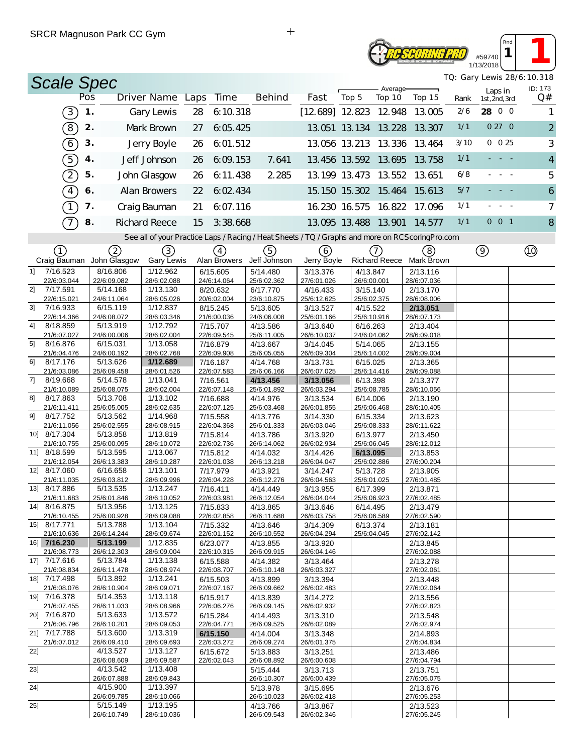SRCR Magnuson Park CC Gym

#59740 1/13/2018 Rnd 1 **1**

## Scale Spec

TQ: Gary Lewis 28/6:10.318

ID: 173

| | Pos | Driver Name | Laps | Time | Behind | Fast | Average Top 5 | Average Top 10 | Average Top 15 | Rank | Laps in 1st, 2nd, 3rd | Q# |
|---|---|---|---|---|---|---|---|---|---|---|---|---|
| (3) | 1. | Gary Lewis | 28 | 6:10.318 | | [12.689] | 12.823 | 12.948 | 13.005 | 2/6 | **28** 0 0 | 1 |
| (8) | 2. | Mark Brown | 27 | 6:05.425 | | 13.051 | 13.134 | 13.228 | 13.307 | 1/1 | 0 27 0 | 2 |
| (6) | 3. | Jerry Boyle | 26 | 6:01.512 | | 13.056 | 13.213 | 13.336 | 13.464 | 3/10 | 0 0 25 | 3 |
| (5) | 4. | Jeff Johnson | 26 | 6:09.153 | 7.641 | 13.456 | 13.592 | 13.695 | 13.758 | 1/1 | - - - | 4 |
| (2) | 5. | John Glasgow | 26 | 6:11.438 | 2.285 | 13.199 | 13.473 | 13.552 | 13.651 | 6/8 | - - - | 5 |
| (4) | 6. | Alan Browers | 22 | 6:02.434 | | 15.150 | 15.302 | 15.464 | 15.613 | 5/7 | - - - | 6 |
| (1) | 7. | Craig Bauman | 21 | 6:07.116 | | 16.230 | 16.575 | 16.822 | 17.096 | 1/1 | - - - | 7 |
| (7) | 8. | Richard Reece | 15 | 3:38.668 | | 13.095 | 13.488 | 13.901 | 14.577 | 1/1 | 0 0 1 | 8 |

See all of your Practice Laps / Racing / Heat Sheets / TQ / Graphs and more on RCScoringPro.com

| Lap | (1) Craig Bauman | (2) John Glasgow | (3) Gary Lewis | (4) Alan Browers | (5) Jeff Johnson | (6) Jerry Boyle | (7) Richard Reece | (8) Mark Brown | (9) | (10) |
|---|---|---|---|---|---|---|---|---|---|---|
| 1] | 7/16.523<br>22/6:03.044 | 8/16.806<br>22/6:09.082 | 1/12.962<br>28/6:02.088 | 6/15.605<br>24/6:14.064 | 5/14.480<br>25/6:02.362 | 3/13.376<br>27/6:01.026 | 4/13.847<br>26/6:00.001 | 2/13.116<br>28/6:07.036 | | |
| 2] | 7/17.591<br>22/6:15.021 | 5/14.168<br>24/6:11.064 | 1/13.130<br>28/6:05.026 | 8/20.632<br>20/6:02.004 | 6/17.770<br>23/6:10.875 | 4/16.433<br>25/6:12.625 | 3/15.140<br>25/6:02.375 | 2/13.170<br>28/6:08.006 | | |
| 3] | 7/16.933<br>22/6:14.366 | 6/15.119<br>24/6:08.072 | 1/12.837<br>28/6:03.346 | 8/15.245<br>21/6:00.036 | 5/13.605<br>24/6:06.008 | 3/13.527<br>25/6:01.166 | 4/15.522<br>25/6:10.916 | **2/13.051**<br>28/6:07.173 | | |
| 4] | 8/18.859<br>21/6:07.027 | 5/13.919<br>24/6:00.006 | 1/12.792<br>28/6:02.004 | 7/15.707<br>22/6:09.545 | 4/13.586<br>25/6:11.005 | 3/13.640<br>26/6:10.037 | 6/16.263<br>24/6:04.062 | 2/13.404<br>28/6:09.018 | | |
| 5] | 8/16.876<br>21/6:04.476 | 6/15.031<br>24/6:00.192 | 1/13.058<br>28/6:02.768 | 7/16.879<br>22/6:09.908 | 4/13.667<br>25/6:05.055 | 3/14.045<br>26/6:09.304 | 5/14.065<br>25/6:14.002 | 2/13.155<br>28/6:09.004 | | |
| 6] | 8/17.176<br>21/6:03.086 | 5/13.626<br>25/6:09.458 | **1/12.689**<br>28/6:01.526 | 7/16.187<br>22/6:07.583 | 4/14.768<br>25/6:06.166 | 3/13.731<br>26/6:07.025 | 6/15.025<br>25/6:14.416 | 2/13.365<br>28/6:09.088 | | |
| 7] | 8/19.668<br>21/6:10.089 | 5/14.578<br>25/6:08.075 | 1/13.041<br>28/6:02.004 | 7/16.561<br>22/6:07.148 | **4/13.456**<br>25/6:01.892 | **3/13.056**<br>26/6:03.294 | 6/13.398<br>25/6:08.785 | 2/13.377<br>28/6:10.056 | | |
| 8] | 8/17.863<br>21/6:11.411 | 5/13.708<br>25/6:05.005 | 1/13.102<br>28/6:02.635 | 7/16.688<br>22/6:07.125 | 4/14.976<br>25/6:03.468 | 3/13.534<br>26/6:01.855 | 6/14.006<br>25/6:06.468 | 2/13.190<br>28/6:10.405 | | |
| 9] | 8/17.752<br>21/6:11.056 | 5/13.562<br>25/6:02.555 | 1/14.968<br>28/6:08.915 | 7/15.558<br>22/6:04.368 | 4/13.776<br>25/6:01.333 | 3/14.330<br>26/6:03.046 | 6/15.334<br>25/6:08.333 | 2/13.623<br>28/6:11.622 | | |
| 10] | 8/17.304<br>21/6:10.755 | 5/13.858<br>25/6:00.095 | 1/13.819<br>28/6:10.072 | 7/15.814<br>22/6:02.736 | 4/13.786<br>26/6:14.062 | 3/13.920<br>26/6:02.934 | 6/13.977<br>25/6:06.045 | 2/13.450<br>28/6:12.012 | | |
| 11] | 8/18.599<br>21/6:12.054 | 5/13.595<br>26/6:13.383 | 1/13.067<br>28/6:10.287 | 7/15.812<br>22/6:01.038 | 4/14.032<br>26/6:13.218 | 3/14.426<br>26/6:04.047 | **6/13.095**<br>25/6:02.886 | 2/13.853<br>27/6:00.204 | | |
| 12] | 8/17.060<br>21/6:11.035 | 6/16.658<br>25/6:03.812 | 1/13.101<br>28/6:09.996 | 7/17.979<br>22/6:04.228 | 4/13.921<br>26/6:12.276 | 3/14.247<br>26/6:04.563 | 5/13.728<br>25/6:01.025 | 2/13.905<br>27/6:01.485 | | |
| 13] | 8/17.886<br>21/6:11.683 | 5/13.535<br>25/6:01.846 | 1/13.247<br>28/6:10.052 | 7/16.411<br>22/6:03.981 | 4/14.449<br>26/6:12.054 | 3/13.955<br>26/6:04.044 | 6/17.399<br>25/6:06.923 | 2/13.871<br>27/6:02.485 | | |
| 14] | 8/16.875<br>21/6:10.455 | 5/13.956<br>25/6:00.928 | 1/13.125<br>28/6:09.088 | 7/15.833<br>22/6:02.858 | 4/13.865<br>26/6:11.688 | 3/13.646<br>26/6:03.758 | 6/14.495<br>25/6:06.589 | 2/13.479<br>27/6:02.590 | | |
| 15] | 8/17.771<br>21/6:10.636 | 5/13.788<br>26/6:14.244 | 1/13.104<br>28/6:09.674 | 7/15.332<br>22/6:01.152 | 4/13.646<br>26/6:10.552 | 3/14.309<br>26/6:04.294 | 6/13.374<br>25/6:04.045 | 2/13.181<br>27/6:02.142 | | |
| 16] | **7/16.230**<br>21/6:08.773 | **5/13.199**<br>26/6:12.303 | 1/12.835<br>28/6:09.004 | 6/23.077<br>22/6:10.315 | 4/13.855<br>26/6:09.915 | 3/13.920<br>26/6:04.146 | | 2/13.845<br>27/6:02.088 | | |
| 17] | 7/17.616<br>21/6:08.834 | 5/13.784<br>26/6:11.478 | 1/13.138<br>28/6:08.974 | 6/15.588<br>22/6:08.707 | 4/14.382<br>26/6:10.148 | 3/13.464<br>26/6:03.327 | | 2/13.278<br>27/6:02.061 | | |
| 18] | 7/17.498<br>21/6:08.076 | 5/13.892<br>26/6:10.904 | 1/13.241<br>28/6:09.071 | 6/15.503<br>22/6:07.167 | 4/13.899<br>26/6:09.662 | 3/13.394<br>26/6:02.483 | | 2/13.448<br>27/6:02.064 | | |
| 19] | 7/16.378<br>21/6:07.455 | 5/14.353<br>26/6:11.033 | 1/13.118<br>28/6:08.966 | 6/15.917<br>22/6:06.276 | 4/13.839<br>26/6:09.145 | 3/14.272<br>26/6:02.932 | | 2/13.556<br>27/6:02.823 | | |
| 20] | 7/16.870<br>21/6:06.796 | 5/13.633<br>26/6:10.201 | 1/13.572<br>28/6:09.053 | 6/15.284<br>22/6:04.771 | 4/14.493<br>26/6:09.525 | 3/13.310<br>26/6:02.089 | | 2/13.548<br>27/6:02.974 | | |
| 21] | 7/17.788<br>21/6:07.012 | 5/13.600<br>26/6:09.410 | 1/13.319<br>28/6:09.693 | **6/15.150**<br>22/6:03.272 | 4/14.004<br>26/6:09.274 | 3/13.348<br>26/6:01.375 | | 2/14.893<br>27/6:04.834 | | |
| 22] | | 4/13.527<br>26/6:08.609 | 1/13.127<br>28/6:09.587 | 6/15.672<br>22/6:02.043 | 5/13.883<br>26/6:08.892 | 3/13.251<br>26/6:00.608 | | 2/13.486<br>27/6:04.794 | | |
| 23] | | 4/13.542<br>26/6:07.888 | 1/13.408<br>28/6:09.843 | | 5/15.444<br>26/6:10.307 | 3/13.713<br>26/6:00.439 | | 2/13.751<br>27/6:05.075 | | |
| 24] | | 4/15.900<br>26/6:09.785 | 1/13.397<br>28/6:10.066 | | 5/13.978<br>26/6:10.023 | 3/15.695<br>26/6:02.418 | | 2/13.676<br>27/6:05.253 | | |
| 25] | | 5/15.149<br>26/6:10.749 | 1/13.195<br>28/6:10.036 | | 4/13.766<br>26/6:09.543 | 3/13.867<br>26/6:02.346 | | 2/13.523<br>27/6:05.245 | | |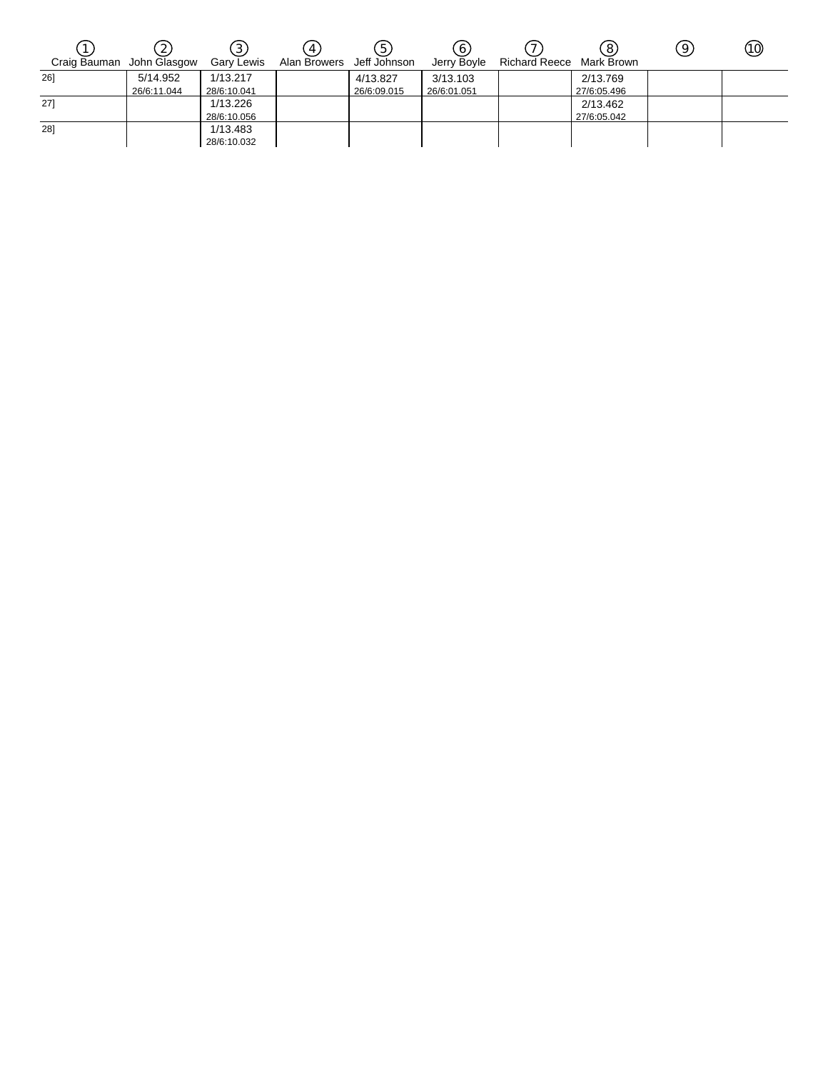| | ① Craig Bauman | ② John Glasgow | ③ Gary Lewis | ④ Alan Browers | ⑤ Jeff Johnson | ⑥ Jerry Boyle | ⑦ Richard Reece | ⑧ Mark Brown | ⑨ | ⑩ |
|---|---|---|---|---|---|---|---|---|---|---|
| 26] | | 5/14.952 26/6:11.044 | 1/13.217 28/6:10.041 | | 4/13.827 26/6:09.015 | 3/13.103 26/6:01.051 | | 2/13.769 27/6:05.496 | | |
| 27] | | | 1/13.226 28/6:10.056 | | | | | 2/13.462 27/6:05.042 | | |
| 28] | | | 1/13.483 28/6:10.032 | | | | | | | |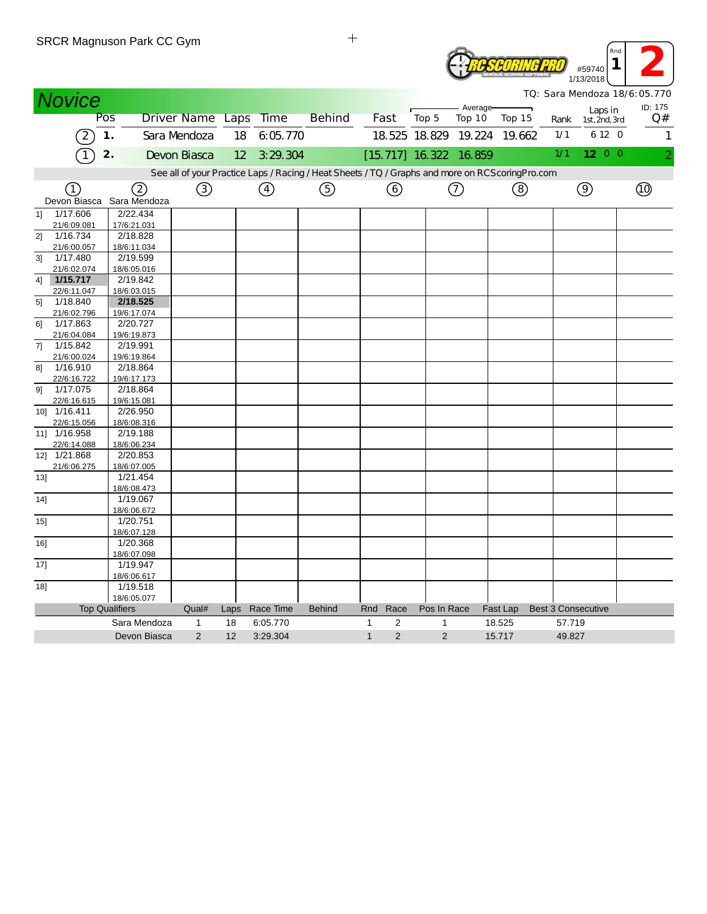SRCR Magnuson Park CC Gym

RC SCORING PRO

#59740 1/13/2018

Rnd 1 **2**

## Novice

TQ: Sara Mendoza 18/6:05.770

ID: 175

| | Pos | Driver Name | Laps | Time | Behind | Fast | Average Top 5 | Top 10 | Top 15 | Rank | Laps in 1st, 2nd, 3rd | Q# |
|---|---|---|---|---|---|---|---|---|---|---|---|---|
| ② | 1. | Sara Mendoza | 18 | 6:05.770 | | 18.525 | 18.829 | 19.224 | 19.662 | 1/1 | 6 12 0 | 1 |
| ① | 2. | Devon Biasca | 12 | 3:29.304 | | [15.717] | 16.322 | 16.859 | | 1/1 | **12** 0 0 | 2 |

See all of your Practice Laps / Racing / Heat Sheets / TQ / Graphs and more on RCScoringPro.com

| | ① Devon Biasca | ② Sara Mendoza | ③ | ④ | ⑤ | ⑥ | ⑦ | ⑧ | ⑨ | ⑩ |
|---|---|---|---|---|---|---|---|---|---|---|
| 1] | 1/17.606 21/6:09.081 | 2/22.434 17/6:21.031 | | | | | | | | |
| 2] | 1/16.734 21/6:00.057 | 2/18.828 18/6:11.034 | | | | | | | | |
| 3] | 1/17.480 21/6:02.074 | 2/19.599 18/6:05.016 | | | | | | | | |
| 4] | **1/15.717** 22/6:11.047 | 2/19.842 18/6:03.015 | | | | | | | | |
| 5] | 1/18.840 21/6:02.796 | **2/18.525** 19/6:17.074 | | | | | | | | |
| 6] | 1/17.863 21/6:04.084 | 2/20.727 19/6:19.873 | | | | | | | | |
| 7] | 1/15.842 21/6:00.024 | 2/19.991 19/6:19.864 | | | | | | | | |
| 8] | 1/16.910 22/6:16.722 | 2/18.864 19/6:17.173 | | | | | | | | |
| 9] | 1/17.075 22/6:16.615 | 2/18.864 19/6:15.081 | | | | | | | | |
| 10] | 1/16.411 22/6:15.056 | 2/26.950 18/6:08.316 | | | | | | | | |
| 11] | 1/16.958 22/6:14.088 | 2/19.188 18/6:06.234 | | | | | | | | |
| 12] | 1/21.868 21/6:06.275 | 2/20.853 18/6:07.005 | | | | | | | | |
| 13] | | 1/21.454 18/6:08.473 | | | | | | | | |
| 14] | | 1/19.067 18/6:06.672 | | | | | | | | |
| 15] | | 1/20.751 18/6:07.128 | | | | | | | | |
| 16] | | 1/20.368 18/6:07.098 | | | | | | | | |
| 17] | | 1/19.947 18/6:06.617 | | | | | | | | |
| 18] | | 1/19.518 18/6:05.077 | | | | | | | | |

| Top Qualifiers | Qual# | Laps | Race Time | Behind | Rnd | Race | Pos In Race | Fast Lap | Best 3 Consecutive |
|---|---|---|---|---|---|---|---|---|---|
| Sara Mendoza | 1 | 18 | 6:05.770 | | 1 | 2 | 1 | 18.525 | 57.719 |
| Devon Biasca | 2 | 12 | 3:29.304 | | 1 | 2 | 2 | 15.717 | 49.827 |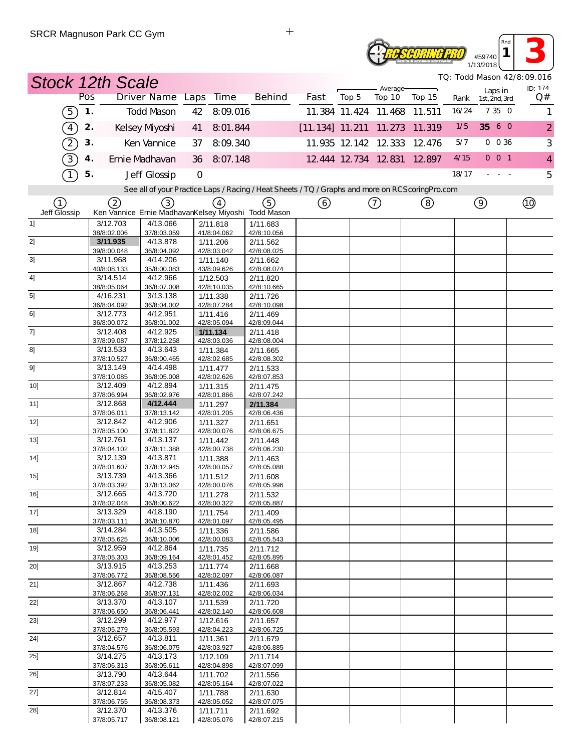SRCR Magnuson Park CC Gym

#59740 1/13/2018 Rnd 1 **3**

## Stock 12th Scale

TQ: Todd Mason 42/8:09.016

ID: 174

| | Pos | Driver Name | Laps | Time | Behind | Fast | Top 5 | Average Top 10 | Top 15 | Rank | Laps in 1st, 2nd, 3rd | Q# |
|---|---|---|---|---|---|---|---|---|---|---|---|---|
| 5 | 1. | Todd Mason | 42 | 8:09.016 | | 11.384 | 11.424 | 11.468 | 11.511 | 16/24 | 7 35 0 | 1 |
| 4 | 2. | Kelsey Miyoshi | 41 | 8:01.844 | | [11.134] | 11.211 | 11.273 | 11.319 | 1/5 | **35** 6 0 | 2 |
| 2 | 3. | Ken Vannice | 37 | 8:09.340 | | 11.935 | 12.142 | 12.333 | 12.476 | 5/7 | 0 0 36 | 3 |
| 3 | 4. | Ernie Madhavan | 36 | 8:07.148 | | 12.444 | 12.734 | 12.831 | 12.897 | 4/15 | 0 0 1 | 4 |
| 1 | 5. | Jeff Glossip | 0 | | | | | | | 18/17 | - - - | 5 |

See all of your Practice Laps / Racing / Heat Sheets / TQ / Graphs and more on RCScoringPro.com

| | 1 Jeff Glossip | 2 Ken Vannice | 3 Ernie Madhavan | 4 Kelsey Miyoshi | 5 Todd Mason | 6 | 7 | 8 | 9 | 10 |
|---|---|---|---|---|---|---|---|---|---|---|
| 1] | | 3/12.703 38/8:02.006 | 4/13.066 37/8:03.059 | 2/11.818 41/8:04.062 | 1/11.683 42/8:10.056 | | | | | |
| 2] | | **3/11.935** 39/8:00.048 | 4/13.878 36/8:04.092 | 1/11.206 42/8:03.042 | 2/11.562 42/8:08.025 | | | | | |
| 3] | | 3/11.968 40/8:08.133 | 4/14.206 35/8:00.083 | 1/11.140 43/8:09.626 | 2/11.662 42/8:08.074 | | | | | |
| 4] | | 3/14.514 38/8:05.064 | 4/12.966 36/8:07.008 | 1/12.503 42/8:10.035 | 2/11.820 42/8:10.665 | | | | | |
| 5] | | 4/16.231 36/8:04.092 | 3/13.138 36/8:04.002 | 1/11.338 42/8:07.284 | 2/11.726 42/8:10.098 | | | | | |
| 6] | | 3/12.773 36/8:00.072 | 4/12.951 36/8:01.002 | 1/11.416 42/8:05.094 | 2/11.469 42/8:09.044 | | | | | |
| 7] | | 3/12.408 37/8:09.087 | 4/12.925 37/8:12.258 | **1/11.134** 42/8:03.036 | 2/11.418 42/8:08.004 | | | | | |
| 8] | | 3/13.533 37/8:10.527 | 4/13.643 36/8:00.465 | 1/11.384 42/8:02.685 | 2/11.665 42/8:08.302 | | | | | |
| 9] | | 3/13.149 37/8:10.085 | 4/14.498 36/8:05.008 | 1/11.477 42/8:02.626 | 2/11.533 42/8:07.853 | | | | | |
| 10] | | 3/12.409 37/8:06.994 | 4/12.894 36/8:02.976 | 1/11.315 42/8:01.866 | 2/11.475 42/8:07.242 | | | | | |
| 11] | | 3/12.868 37/8:06.011 | **4/12.444** 37/8:13.142 | 1/11.297 42/8:01.205 | **2/11.384** 42/8:06.436 | | | | | |
| 12] | | 3/12.842 37/8:05.100 | 4/12.906 37/8:11.822 | 1/11.327 42/8:00.076 | 2/11.651 42/8:06.675 | | | | | |
| 13] | | 3/12.761 37/8:04.102 | 4/13.137 37/8:11.388 | 1/11.442 42/8:00.738 | 2/11.448 42/8:06.230 | | | | | |
| 14] | | 3/12.139 37/8:01.607 | 4/13.871 37/8:12.945 | 1/11.388 42/8:00.057 | 2/11.463 42/8:05.088 | | | | | |
| 15] | | 3/13.739 37/8:03.392 | 4/13.366 37/8:13.062 | 1/11.512 42/8:00.076 | 2/11.608 42/8:05.996 | | | | | |
| 16] | | 3/12.665 37/8:02.048 | 4/13.720 36/8:00.622 | 1/11.278 42/8:00.322 | 2/11.532 42/8:05.887 | | | | | |
| 17] | | 3/13.329 37/8:03.111 | 4/18.190 36/8:10.870 | 1/11.754 42/8:01.097 | 2/11.409 42/8:05.495 | | | | | |
| 18] | | 3/14.284 37/8:05.625 | 4/13.505 36/8:10.006 | 1/11.336 42/8:00.083 | 2/11.586 42/8:05.543 | | | | | |
| 19] | | 3/12.959 37/8:05.303 | 4/12.864 36/8:09.164 | 1/11.735 42/8:01.452 | 2/11.712 42/8:05.895 | | | | | |
| 20] | | 3/13.915 37/8:06.772 | 4/13.253 36/8:08.556 | 1/11.774 42/8:02.097 | 2/11.668 42/8:06.087 | | | | | |
| 21] | | 3/12.867 37/8:06.268 | 4/12.738 36/8:07.131 | 1/11.436 42/8:02.002 | 2/11.693 42/8:06.034 | | | | | |
| 22] | | 3/13.370 37/8:06.650 | 4/13.107 36/8:06.441 | 1/11.539 42/8:02.140 | 2/11.720 42/8:06.608 | | | | | |
| 23] | | 3/12.299 37/8:05.279 | 4/12.977 36/8:05.593 | 1/12.616 42/8:04.223 | 2/11.657 42/8:06.725 | | | | | |
| 24] | | 3/12.657 37/8:04.576 | 4/13.811 36/8:06.075 | 1/11.361 42/8:03.927 | 2/11.679 42/8:06.885 | | | | | |
| 25] | | 3/14.275 37/8:06.313 | 4/13.173 36/8:05.611 | 1/12.109 42/8:04.898 | 2/11.714 42/8:07.099 | | | | | |
| 26] | | 3/13.790 37/8:07.233 | 4/13.644 36/8:05.082 | 1/11.702 42/8:05.164 | 2/11.556 42/8:07.022 | | | | | |
| 27] | | 3/12.814 37/8:06.755 | 4/15.407 36/8:08.373 | 1/11.788 42/8:05.052 | 2/11.630 42/8:07.075 | | | | | |
| 28] | | 3/12.370 37/8:05.717 | 4/13.376 36/8:08.121 | 1/11.711 42/8:05.076 | 2/11.692 42/8:07.215 | | | | | |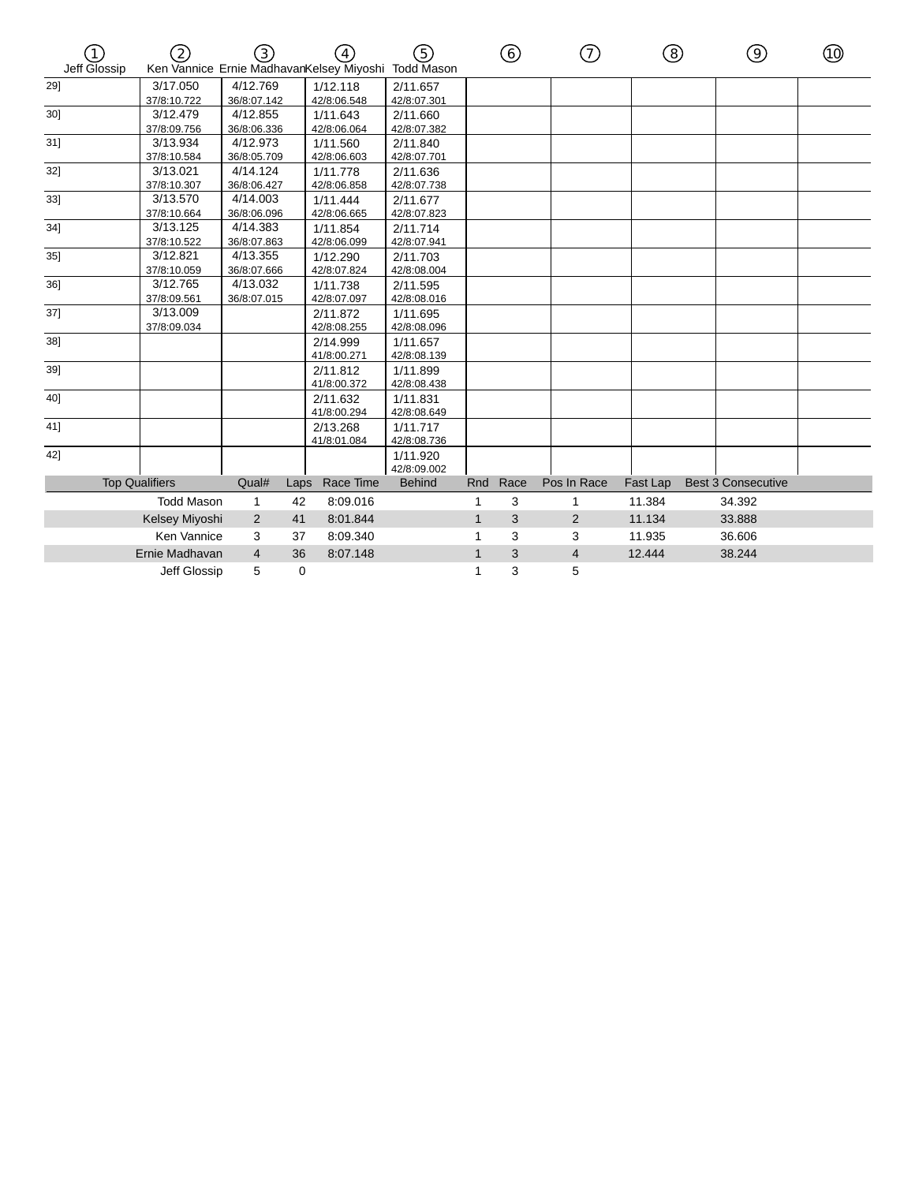| | ① Jeff Glossip | ② Ken Vannice | ③ Ernie Madhavan | ④ Kelsey Miyoshi | ⑤ Todd Mason | ⑥ | ⑦ | ⑧ | ⑨ | ⑩ |
|---|---|---|---|---|---|---|---|---|---|---|
| 29] | | 3/17.050 37/8:10.722 | 4/12.769 36/8:07.142 | 1/12.118 42/8:06.548 | 2/11.657 42/8:07.301 | | | | | |
| 30] | | 3/12.479 37/8:09.756 | 4/12.855 36/8:06.336 | 1/11.643 42/8:06.064 | 2/11.660 42/8:07.382 | | | | | |
| 31] | | 3/13.934 37/8:10.584 | 4/12.973 36/8:05.709 | 1/11.560 42/8:06.603 | 2/11.840 42/8:07.701 | | | | | |
| 32] | | 3/13.021 37/8:10.307 | 4/14.124 36/8:06.427 | 1/11.778 42/8:06.858 | 2/11.636 42/8:07.738 | | | | | |
| 33] | | 3/13.570 37/8:10.664 | 4/14.003 36/8:06.096 | 1/11.444 42/8:06.665 | 2/11.677 42/8:07.823 | | | | | |
| 34] | | 3/13.125 37/8:10.522 | 4/14.383 36/8:07.863 | 1/11.854 42/8:06.099 | 2/11.714 42/8:07.941 | | | | | |
| 35] | | 3/12.821 37/8:10.059 | 4/13.355 36/8:07.666 | 1/12.290 42/8:07.824 | 2/11.703 42/8:08.004 | | | | | |
| 36] | | 3/12.765 37/8:09.561 | 4/13.032 36/8:07.015 | 1/11.738 42/8:07.097 | 2/11.595 42/8:08.016 | | | | | |
| 37] | | 3/13.009 37/8:09.034 | | 2/11.872 42/8:08.255 | 1/11.695 42/8:08.096 | | | | | |
| 38] | | | | 2/14.999 41/8:00.271 | 1/11.657 42/8:08.139 | | | | | |
| 39] | | | | 2/11.812 41/8:00.372 | 1/11.899 42/8:08.438 | | | | | |
| 40] | | | | 2/11.632 41/8:00.294 | 1/11.831 42/8:08.649 | | | | | |
| 41] | | | | 2/13.268 41/8:01.084 | 1/11.717 42/8:08.736 | | | | | |
| 42] | | | | | 1/11.920 42/8:09.002 | | | | | |

| Top Qualifiers | Qual# | Laps | Race Time | Behind | Rnd | Race | Pos In Race | Fast Lap | Best 3 Consecutive |
|---|---|---|---|---|---|---|---|---|---|
| Todd Mason | 1 | 42 | 8:09.016 | | 1 | 3 | 1 | 11.384 | 34.392 |
| Kelsey Miyoshi | 2 | 41 | 8:01.844 | | 1 | 3 | 2 | 11.134 | 33.888 |
| Ken Vannice | 3 | 37 | 8:09.340 | | 1 | 3 | 3 | 11.935 | 36.606 |
| Ernie Madhavan | 4 | 36 | 8:07.148 | | 1 | 3 | 4 | 12.444 | 38.244 |
| Jeff Glossip | 5 | 0 | | | 1 | 3 | 5 | | |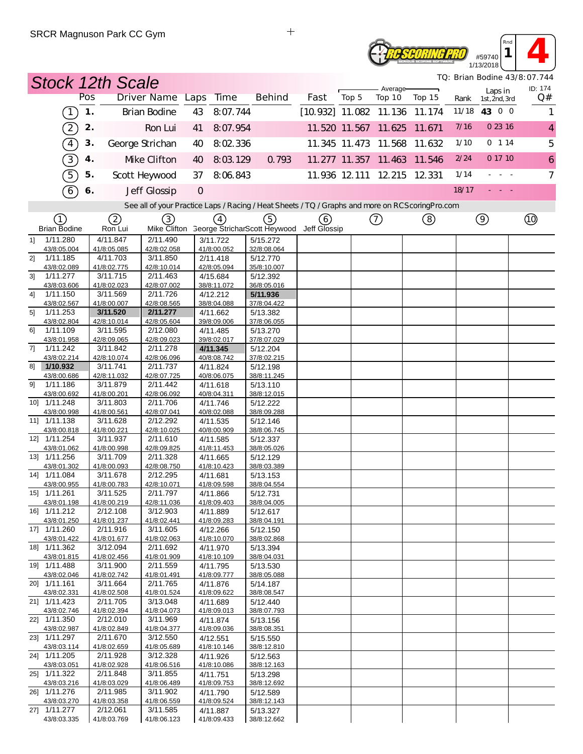SRCR Magnuson Park CC Gym

#59740 1/13/2018 Rnd 1 4

## Stock 12th Scale

TQ: Brian Bodine 43/8:07.744

| | Pos | Driver Name | Laps | Time | Behind | Fast | Average Top 5 | Average Top 10 | Average Top 15 | Rank | Laps in 1st, 2nd, 3rd | ID: 174 Q# |
|---|---|---|---|---|---|---|---|---|---|---|---|---|
| 1 | 1. | Brian Bodine | 43 | 8:07.744 | | [10.932] | 11.082 | 11.136 | 11.174 | 11/18 | 43 0 0 | 1 |
| 2 | 2. | Ron Lui | 41 | 8:07.954 | | 11.520 | 11.567 | 11.625 | 11.671 | 7/16 | 0 23 16 | 4 |
| 4 | 3. | George Strichan | 40 | 8:02.336 | | 11.345 | 11.473 | 11.568 | 11.632 | 1/10 | 0 1 14 | 5 |
| 3 | 4. | Mike Clifton | 40 | 8:03.129 | 0.793 | 11.277 | 11.357 | 11.463 | 11.546 | 2/24 | 0 17 10 | 6 |
| 5 | 5. | Scott Heywood | 37 | 8:06.843 | | 11.936 | 12.111 | 12.215 | 12.331 | 1/14 | - - - | 7 |
| 6 | 6. | Jeff Glossip | 0 | | | | | | | 18/17 | - - - | |

See all of your Practice Laps / Racing / Heat Sheets / TQ / Graphs and more on RCScoringPro.com

| | 1 Brian Bodine | 2 Ron Lui | 3 Mike Clifton | 4 George Strichan | 5 Scott Heywood | 6 Jeff Glossip | 7 | 8 | 9 | 10 |
|---|---|---|---|---|---|---|---|---|---|---|
| 1] | 1/11.280 43/8:05.004 | 4/11.847 41/8:05.085 | 2/11.490 42/8:02.058 | 3/11.722 41/8:00.052 | 5/15.272 32/8:08.064 | | | | | |
| 2] | 1/11.185 43/8:02.089 | 4/11.703 41/8:02.775 | 3/11.850 42/8:10.014 | 2/11.418 42/8:05.094 | 5/12.770 35/8:10.007 | | | | | |
| 3] | 1/11.277 43/8:03.606 | 3/11.715 41/8:02.023 | 2/11.463 42/8:07.002 | 4/15.684 38/8:11.072 | 5/12.392 36/8:05.016 | | | | | |
| 4] | 1/11.150 43/8:02.567 | 3/11.569 41/8:00.007 | 2/11.726 42/8:08.565 | 4/12.212 38/8:04.088 | **5/11.936** 37/8:04.422 | | | | | |
| 5] | 1/11.253 43/8:02.804 | **3/11.520** 42/8:10.014 | **2/11.277** 42/8:05.604 | 4/11.662 39/8:09.006 | 5/13.382 37/8:06.055 | | | | | |
| 6] | 1/11.109 43/8:01.958 | 3/11.595 42/8:09.065 | 2/12.080 42/8:09.023 | 4/11.485 39/8:02.017 | 5/13.270 37/8:07.029 | | | | | |
| 7] | 1/11.242 43/8:02.214 | 3/11.842 42/8:10.074 | 2/11.278 42/8:06.096 | **4/11.345** 40/8:08.742 | 5/12.204 37/8:02.215 | | | | | |
| 8] | **1/10.932** 43/8:00.686 | 3/11.741 42/8:11.032 | 2/11.737 42/8:07.725 | 4/11.824 40/8:06.075 | 5/12.198 38/8:11.245 | | | | | |
| 9] | 1/11.186 43/8:00.692 | 3/11.879 41/8:00.201 | 2/11.442 42/8:06.092 | 4/11.618 40/8:04.311 | 5/13.110 38/8:12.015 | | | | | |
| 10] | 1/11.248 43/8:00.998 | 3/11.803 41/8:00.561 | 2/11.706 42/8:07.041 | 4/11.746 40/8:02.088 | 5/12.222 38/8:09.288 | | | | | |
| 11] | 1/11.138 43/8:00.818 | 3/11.628 41/8:00.221 | 2/12.292 42/8:10.025 | 4/11.535 40/8:00.909 | 5/12.146 38/8:06.745 | | | | | |
| 12] | 1/11.254 43/8:01.062 | 3/11.937 41/8:00.998 | 2/11.610 42/8:09.825 | 4/11.585 41/8:11.453 | 5/12.337 38/8:05.026 | | | | | |
| 13] | 1/11.256 43/8:01.302 | 3/11.709 41/8:00.093 | 2/11.328 42/8:08.750 | 4/11.665 41/8:10.423 | 5/12.129 38/8:03.389 | | | | | |
| 14] | 1/11.084 43/8:00.955 | 3/11.678 41/8:00.783 | 2/12.295 42/8:10.071 | 4/11.681 41/8:09.598 | 5/13.153 38/8:04.554 | | | | | |
| 15] | 1/11.261 43/8:01.198 | 3/11.525 41/8:00.219 | 2/11.797 42/8:11.036 | 4/11.866 41/8:09.403 | 5/12.731 38/8:04.005 | | | | | |
| 16] | 1/11.212 43/8:01.250 | 2/12.108 41/8:01.237 | 3/12.903 41/8:02.441 | 4/11.889 41/8:09.283 | 5/12.617 38/8:04.191 | | | | | |
| 17] | 1/11.260 43/8:01.422 | 2/11.916 41/8:01.677 | 3/11.605 41/8:02.063 | 4/12.266 41/8:10.070 | 5/12.150 38/8:02.868 | | | | | |
| 18] | 1/11.362 43/8:01.815 | 3/12.094 41/8:02.456 | 2/11.692 41/8:01.909 | 4/11.970 41/8:10.109 | 5/13.394 38/8:04.031 | | | | | |
| 19] | 1/11.488 43/8:02.046 | 3/11.900 41/8:02.742 | 2/11.559 41/8:01.491 | 4/11.795 41/8:09.777 | 5/13.530 38/8:05.088 | | | | | |
| 20] | 1/11.161 43/8:02.331 | 3/11.664 41/8:02.508 | 2/11.765 41/8:01.524 | 4/11.876 41/8:09.622 | 5/14.187 38/8:08.547 | | | | | |
| 21] | 1/11.423 43/8:02.746 | 2/11.705 41/8:02.394 | 3/13.048 41/8:04.073 | 4/11.689 41/8:09.013 | 5/12.440 38/8:07.793 | | | | | |
| 22] | 1/11.350 43/8:02.987 | 2/12.010 41/8:02.849 | 3/11.969 41/8:04.377 | 4/11.874 41/8:09.036 | 5/13.156 38/8:08.351 | | | | | |
| 23] | 1/11.297 43/8:03.114 | 2/11.670 41/8:02.659 | 3/12.550 41/8:05.689 | 4/12.551 41/8:10.146 | 5/15.550 38/8:12.810 | | | | | |
| 24] | 1/11.205 43/8:03.051 | 2/11.928 41/8:02.928 | 3/12.328 41/8:06.516 | 4/11.926 41/8:10.086 | 5/12.563 38/8:12.163 | | | | | |
| 25] | 1/11.322 43/8:03.216 | 2/11.848 41/8:03.029 | 3/11.855 41/8:06.489 | 4/11.751 41/8:09.753 | 5/13.298 38/8:12.692 | | | | | |
| 26] | 1/11.276 43/8:03.270 | 2/11.985 41/8:03.358 | 3/11.902 41/8:06.559 | 4/11.790 41/8:09.524 | 5/12.589 38/8:12.143 | | | | | |
| 27] | 1/11.277 43/8:03.335 | 2/12.061 41/8:03.769 | 3/11.585 41/8:06.123 | 4/11.887 41/8:09.433 | 5/13.327 38/8:12.662 | | | | | |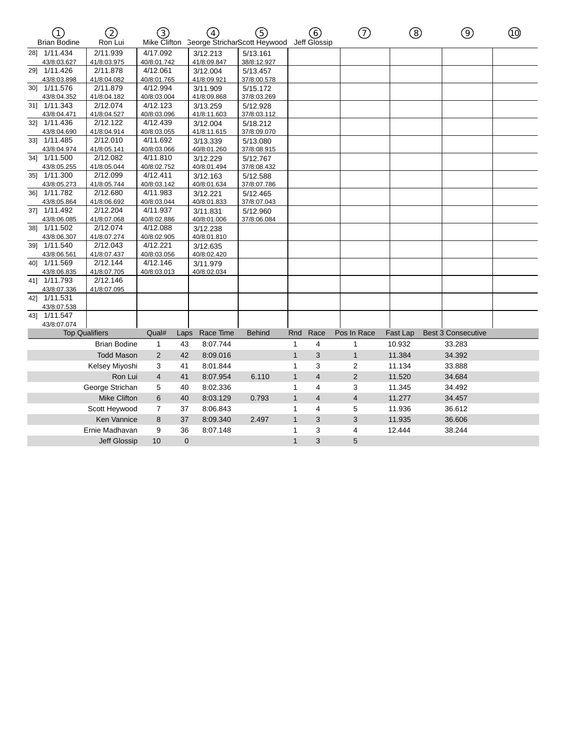| ① Brian Bodine | ② Ron Lui | ③ Mike Clifton | ④ George Strichan | ⑤ Scott Heywood | ⑥ Jeff Glossip | ⑦ | ⑧ | ⑨ | ⑩ |
|---|---|---|---|---|---|---|---|---|---|
| 28] 1/11.434 43/8:03.627 | 2/11.939 41/8:03.975 | 4/17.092 40/8:01.742 | 3/12.213 41/8:09.847 | 5/13.161 38/8:12.927 | | | | | |
| 29] 1/11.426 43/8:03.898 | 2/11.878 41/8:04.082 | 4/12.061 40/8:01.765 | 3/12.004 41/8:09.921 | 5/13.457 37/8:00.578 | | | | | |
| 30] 1/11.576 43/8:04.352 | 2/11.879 41/8:04.182 | 4/12.994 40/8:03.004 | 3/11.909 41/8:09.868 | 5/15.172 37/8:03.269 | | | | | |
| 31] 1/11.343 43/8:04.471 | 2/12.074 41/8:04.527 | 4/12.123 40/8:03.096 | 3/13.259 41/8:11.603 | 5/12.928 37/8:03.112 | | | | | |
| 32] 1/11.436 43/8:04.690 | 2/12.122 41/8:04.914 | 4/12.439 40/8:03.055 | 3/12.004 41/8:11.615 | 5/18.212 37/8:09.070 | | | | | |
| 33] 1/11.485 43/8:04.974 | 2/12.010 41/8:05.141 | 4/11.692 40/8:03.066 | 3/13.339 40/8:01.260 | 5/13.080 37/8:08.915 | | | | | |
| 34] 1/11.500 43/8:05.255 | 2/12.082 41/8:05.044 | 4/11.810 40/8:02.752 | 3/12.229 40/8:01.494 | 5/12.767 37/8:08.432 | | | | | |
| 35] 1/11.300 43/8:05.273 | 2/12.099 41/8:05.744 | 4/12.411 40/8:03.142 | 3/12.163 40/8:01.634 | 5/12.588 37/8:07.786 | | | | | |
| 36] 1/11.782 43/8:05.864 | 2/12.680 41/8:06.692 | 4/11.983 40/8:03.044 | 3/12.221 40/8:01.833 | 5/12.465 37/8:07.043 | | | | | |
| 37] 1/11.492 43/8:06.085 | 2/12.204 41/8:07.068 | 4/11.937 40/8:02.886 | 3/11.831 40/8:01.006 | 5/12.960 37/8:06.084 | | | | | |
| 38] 1/11.502 43/8:06.307 | 2/12.074 41/8:07.274 | 4/12.088 40/8:02.905 | 3/12.238 40/8:01.810 | | | | | | |
| 39] 1/11.540 43/8:06.561 | 2/12.043 41/8:07.437 | 4/12.221 40/8:03.056 | 3/12.635 40/8:02.420 | | | | | | |
| 40] 1/11.569 43/8:06.835 | 2/12.144 41/8:07.705 | 4/12.146 40/8:03.013 | 3/11.979 40/8:02.034 | | | | | | |
| 41] 1/11.793 43/8:07.336 | 2/12.146 41/8:07.095 | | | | | | | | |
| 42] 1/11.531 43/8:07.538 | | | | | | | | | |
| 43] 1/11.547 43/8:07.074 | | | | | | | | | |

| Top Qualifiers | Qual# | Laps | Race Time | Behind | Rnd | Race | Pos In Race | Fast Lap | Best 3 Consecutive |
|---|---|---|---|---|---|---|---|---|---|
| Brian Bodine | 1 | 43 | 8:07.744 | | 1 | 4 | 1 | 10.932 | 33.283 |
| Todd Mason | 2 | 42 | 8:09.016 | | 1 | 3 | 1 | 11.384 | 34.392 |
| Kelsey Miyoshi | 3 | 41 | 8:01.844 | | 1 | 3 | 2 | 11.134 | 33.888 |
| Ron Lui | 4 | 41 | 8:07.954 | 6.110 | 1 | 4 | 2 | 11.520 | 34.684 |
| George Strichan | 5 | 40 | 8:02.336 | | 1 | 4 | 3 | 11.345 | 34.492 |
| Mike Clifton | 6 | 40 | 8:03.129 | 0.793 | 1 | 4 | 4 | 11.277 | 34.457 |
| Scott Heywood | 7 | 37 | 8:06.843 | | 1 | 4 | 5 | 11.936 | 36.612 |
| Ken Vannice | 8 | 37 | 8:09.340 | 2.497 | 1 | 3 | 3 | 11.935 | 36.606 |
| Ernie Madhavan | 9 | 36 | 8:07.148 | | 1 | 3 | 4 | 12.444 | 38.244 |
| Jeff Glossip | 10 | 0 | | | 1 | 3 | 5 | | |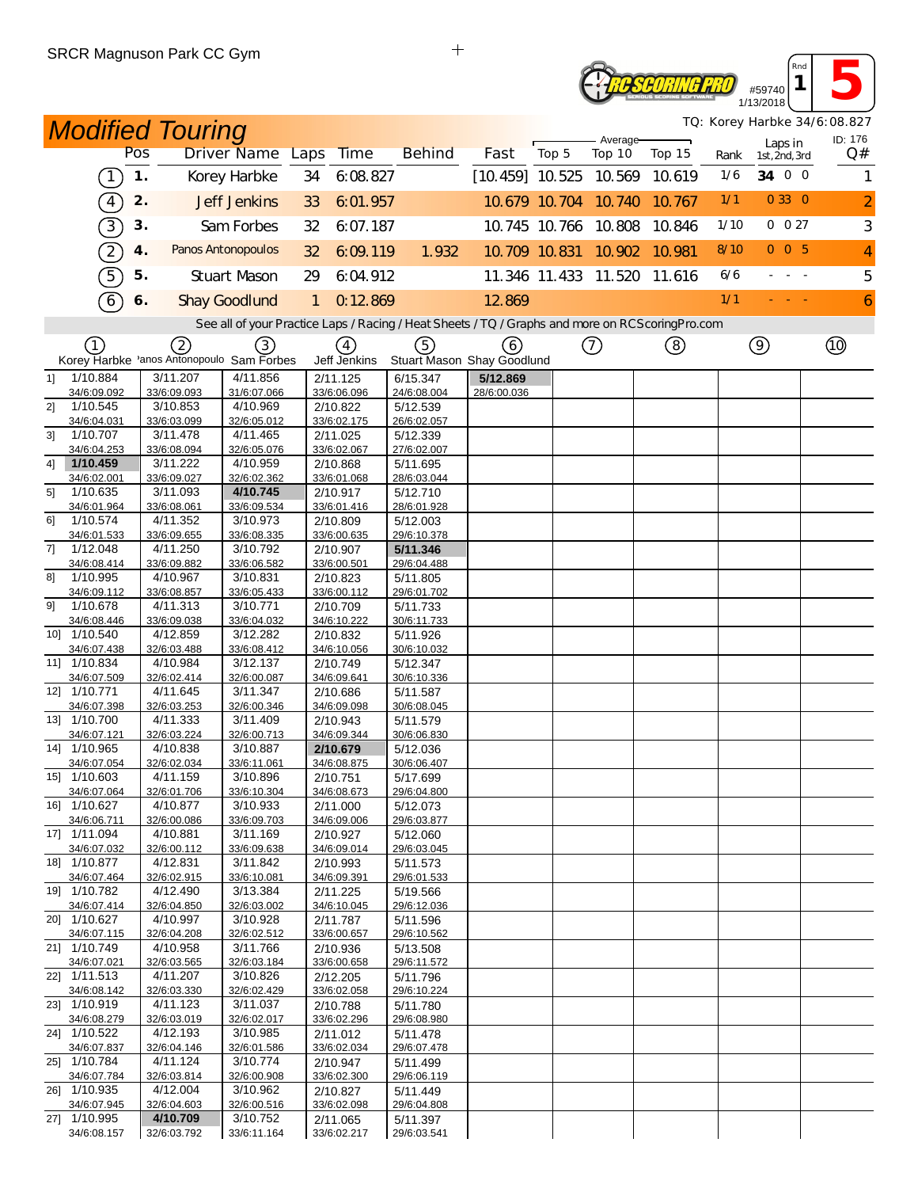SRCR Magnuson Park CC Gym

#59740 1/13/2018 Rnd 1 5

# Modified Touring

TQ: Korey Harbke 34/6:08.827

| | Pos | Driver Name | Laps | Time | Behind | Fast | Top 5 | Average Top 10 | Top 15 | Rank | Laps in 1st,2nd,3rd | ID: 176 Q# |
|---|---|---|---|---|---|---|---|---|---|---|---|---|
| (1) | 1. | Korey Harbke | 34 | 6:08.827 | | [10.459] | 10.525 | 10.569 | 10.619 | 1/6 | **34** 0 0 | 1 |
| (4) | 2. | Jeff Jenkins | 33 | 6:01.957 | | 10.679 | 10.704 | 10.740 | 10.767 | 1/1 | 0 33 0 | 2 |
| (3) | 3. | Sam Forbes | 32 | 6:07.187 | | 10.745 | 10.766 | 10.808 | 10.846 | 1/10 | 0 0 27 | 3 |
| (2) | 4. | Panos Antonopoulos | 32 | 6:09.119 | 1.932 | 10.709 | 10.831 | 10.902 | 10.981 | 8/10 | 0 0 5 | 4 |
| (5) | 5. | Stuart Mason | 29 | 6:04.912 | | 11.346 | 11.433 | 11.520 | 11.616 | 6/6 | - - - | 5 |
| (6) | 6. | Shay Goodlund | 1 | 0:12.869 | | 12.869 | | | | 1/1 | - - - | 6 |

See all of your Practice Laps / Racing / Heat Sheets / TQ / Graphs and more on RCScoringPro.com

| | (1) Korey Harbke | (2) Panos Antonopoulo | (3) Sam Forbes | (4) Jeff Jenkins | (5) Stuart Mason | (6) Shay Goodlund | (7) | (8) | (9) | (10) |
|---|---|---|---|---|---|---|---|---|---|---|
| 1] | 1/10.884 34/6:09.092 | 3/11.207 33/6:09.093 | 4/11.856 31/6:07.066 | 2/11.125 33/6:06.096 | 6/15.347 24/6:08.004 | **5/12.869** 28/6:00.036 | | | | |
| 2] | 1/10.545 34/6:04.031 | 3/10.853 33/6:03.099 | 4/10.969 32/6:05.012 | 2/10.822 33/6:02.175 | 5/12.539 26/6:02.057 | | | | | |
| 3] | 1/10.707 34/6:04.253 | 3/11.478 33/6:08.094 | 4/11.465 32/6:05.076 | 2/11.025 33/6:02.067 | 5/12.339 27/6:02.007 | | | | | |
| 4] | **1/10.459** 34/6:02.001 | 3/11.222 33/6:09.027 | 4/10.959 32/6:02.362 | 2/10.868 33/6:01.068 | 5/11.695 28/6:03.044 | | | | | |
| 5] | 1/10.635 34/6:01.964 | 3/11.093 33/6:08.061 | **4/10.745** 33/6:09.534 | 2/10.917 33/6:01.416 | 5/12.710 28/6:01.928 | | | | | |
| 6] | 1/10.574 34/6:01.533 | 4/11.352 33/6:09.655 | 3/10.973 33/6:08.335 | 2/10.809 33/6:00.635 | 5/12.003 29/6:10.378 | | | | | |
| 7] | 1/12.048 34/6:08.414 | 4/11.250 33/6:09.882 | 3/10.792 33/6:06.582 | 2/10.907 33/6:00.501 | **5/11.346** 29/6:04.488 | | | | | |
| 8] | 1/10.995 34/6:09.112 | 4/10.967 33/6:08.857 | 3/10.831 33/6:05.433 | 2/10.823 33/6:00.112 | 5/11.805 29/6:01.702 | | | | | |
| 9] | 1/10.678 34/6:08.446 | 4/11.313 33/6:09.038 | 3/10.771 33/6:04.032 | 2/10.709 34/6:10.222 | 5/11.733 30/6:11.733 | | | | | |
| 10] | 1/10.540 34/6:07.438 | 4/12.859 32/6:03.488 | 3/12.282 33/6:08.412 | 2/10.832 34/6:10.056 | 5/11.926 30/6:10.032 | | | | | |
| 11] | 1/10.834 34/6:07.509 | 4/10.984 32/6:02.414 | 3/12.137 32/6:00.087 | 2/10.749 34/6:09.641 | 5/12.347 30/6:10.336 | | | | | |
| 12] | 1/10.771 34/6:07.398 | 4/11.645 32/6:03.253 | 3/11.347 32/6:00.346 | 2/10.686 34/6:09.098 | 5/11.587 30/6:08.045 | | | | | |
| 13] | 1/10.700 34/6:07.121 | 4/11.333 32/6:03.224 | 3/11.409 32/6:00.713 | 2/10.943 34/6:09.344 | 5/11.579 30/6:06.830 | | | | | |
| 14] | 1/10.965 34/6:07.054 | 4/10.838 32/6:02.034 | 3/10.887 33/6:11.061 | **2/10.679** 34/6:08.875 | 5/12.036 30/6:06.407 | | | | | |
| 15] | 1/10.603 34/6:07.064 | 4/11.159 32/6:01.706 | 3/10.896 33/6:10.304 | 2/10.751 34/6:08.673 | 5/17.699 29/6:04.800 | | | | | |
| 16] | 1/10.627 34/6:06.711 | 4/10.877 32/6:00.086 | 3/10.933 33/6:09.703 | 2/11.000 34/6:09.006 | 5/12.073 29/6:03.877 | | | | | |
| 17] | 1/11.094 34/6:07.032 | 4/10.881 32/6:00.112 | 3/11.169 33/6:09.638 | 2/10.927 34/6:09.014 | 5/12.060 29/6:03.045 | | | | | |
| 18] | 1/10.877 34/6:07.464 | 4/12.831 32/6:02.915 | 3/11.842 33/6:10.081 | 2/10.993 34/6:09.391 | 5/11.573 29/6:01.533 | | | | | |
| 19] | 1/10.782 34/6:07.414 | 4/12.490 32/6:04.850 | 3/13.384 32/6:03.002 | 2/11.225 34/6:10.045 | 5/19.566 29/6:12.036 | | | | | |
| 20] | 1/10.627 34/6:07.115 | 4/10.997 32/6:04.208 | 3/10.928 32/6:02.512 | 2/11.787 33/6:00.657 | 5/11.596 29/6:10.562 | | | | | |
| 21] | 1/10.749 34/6:07.021 | 4/10.958 32/6:03.565 | 3/11.766 32/6:03.184 | 2/10.936 33/6:00.658 | 5/13.508 29/6:11.572 | | | | | |
| 22] | 1/11.513 34/6:08.142 | 4/11.207 32/6:03.330 | 3/10.826 32/6:02.429 | 2/12.205 33/6:02.058 | 5/11.796 29/6:10.224 | | | | | |
| 23] | 1/10.919 34/6:08.279 | 4/11.123 32/6:03.019 | 3/11.037 32/6:02.017 | 2/10.788 33/6:02.296 | 5/11.780 29/6:08.980 | | | | | |
| 24] | 1/10.522 34/6:07.837 | 4/12.193 32/6:04.146 | 3/10.985 32/6:01.586 | 2/11.012 33/6:02.034 | 5/11.478 29/6:07.478 | | | | | |
| 25] | 1/10.784 34/6:07.784 | 4/11.124 32/6:03.814 | 3/10.774 32/6:00.908 | 2/10.947 33/6:02.300 | 5/11.499 29/6:06.119 | | | | | |
| 26] | 1/10.935 34/6:07.945 | 4/12.004 32/6:04.603 | 3/10.962 32/6:00.516 | 2/10.827 33/6:02.098 | 5/11.449 29/6:04.808 | | | | | |
| 27] | 1/10.995 34/6:08.157 | **4/10.709** 32/6:03.792 | 3/10.752 33/6:11.164 | 2/11.065 33/6:02.217 | 5/11.397 29/6:03.541 | | | | | |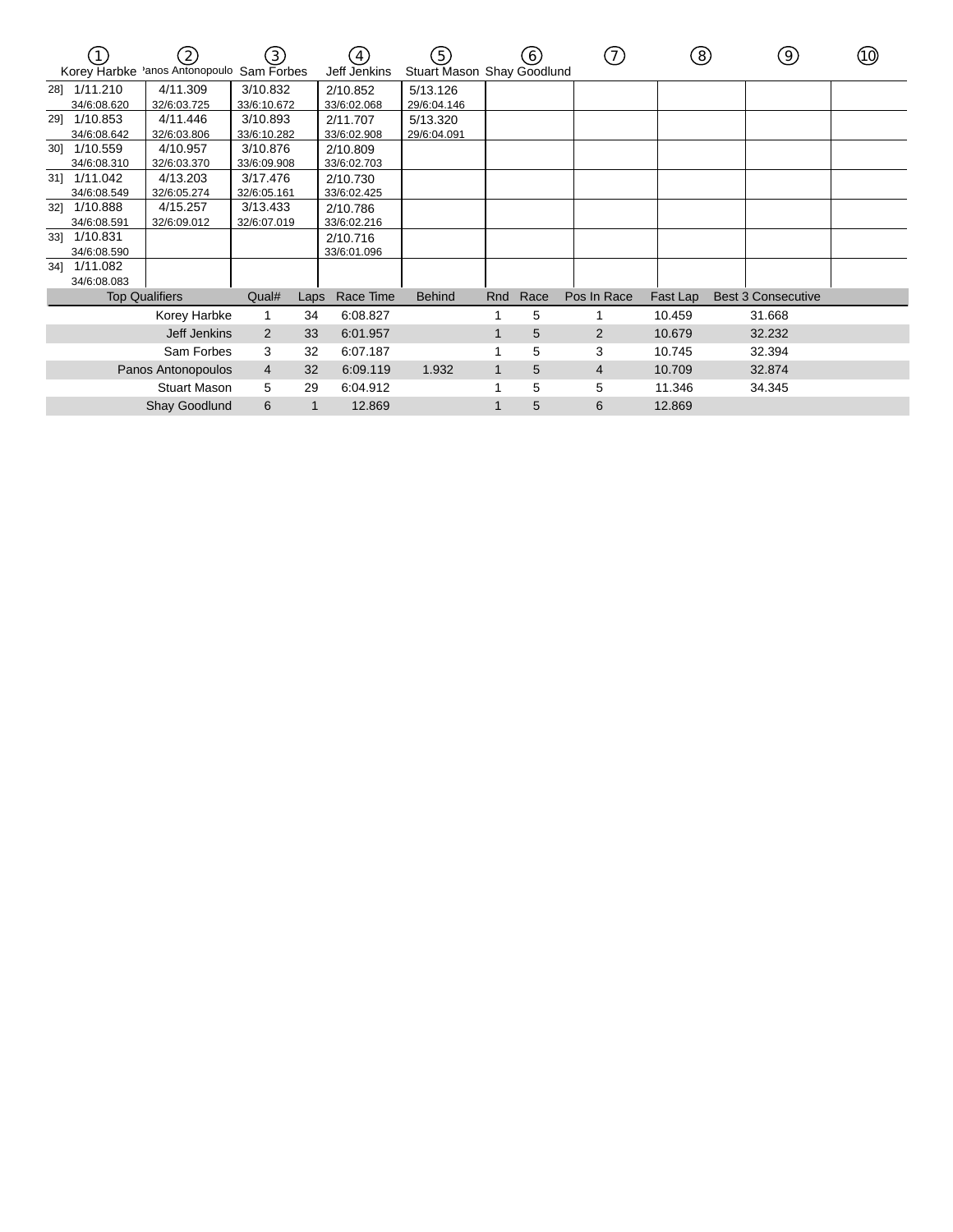| | ① Korey Harbke | ② Panos Antonopoulos | ③ Sam Forbes | ④ Jeff Jenkins | ⑤ Stuart Mason | ⑥ Shay Goodlund | ⑦ | ⑧ | ⑨ | ⑩ |
|---|---|---|---|---|---|---|---|---|---|---|
| 28] | 1/11.210 34/6:08.620 | 4/11.309 32/6:03.725 | 3/10.832 33/6:10.672 | 2/10.852 33/6:02.068 | 5/13.126 29/6:04.146 | | | | | |
| 29] | 1/10.853 34/6:08.642 | 4/11.446 32/6:03.806 | 3/10.893 33/6:10.282 | 2/11.707 33/6:02.908 | 5/13.320 29/6:04.091 | | | | | |
| 30] | 1/10.559 34/6:08.310 | 4/10.957 32/6:03.370 | 3/10.876 33/6:09.908 | 2/10.809 33/6:02.703 | | | | | | |
| 31] | 1/11.042 34/6:08.549 | 4/13.203 32/6:05.274 | 3/17.476 32/6:05.161 | 2/10.730 33/6:02.425 | | | | | | |
| 32] | 1/10.888 34/6:08.591 | 4/15.257 32/6:09.012 | 3/13.433 32/6:07.019 | 2/10.786 33/6:02.216 | | | | | | |
| 33] | 1/10.831 34/6:08.590 | | | 2/10.716 33/6:01.096 | | | | | | |
| 34] | 1/11.082 34/6:08.083 | | | | | | | | | |

| Top Qualifiers | Qual# | Laps | Race Time | Behind | Rnd | Race | Pos In Race | Fast Lap | Best 3 Consecutive |
|---|---|---|---|---|---|---|---|---|---|
| Korey Harbke | 1 | 34 | 6:08.827 | | 1 | 5 | 1 | 10.459 | 31.668 |
| Jeff Jenkins | 2 | 33 | 6:01.957 | | 1 | 5 | 2 | 10.679 | 32.232 |
| Sam Forbes | 3 | 32 | 6:07.187 | | 1 | 5 | 3 | 10.745 | 32.394 |
| Panos Antonopoulos | 4 | 32 | 6:09.119 | 1.932 | 1 | 5 | 4 | 10.709 | 32.874 |
| Stuart Mason | 5 | 29 | 6:04.912 | | 1 | 5 | 5 | 11.346 | 34.345 |
| Shay Goodlund | 6 | 1 | 12.869 | | 1 | 5 | 6 | 12.869 | |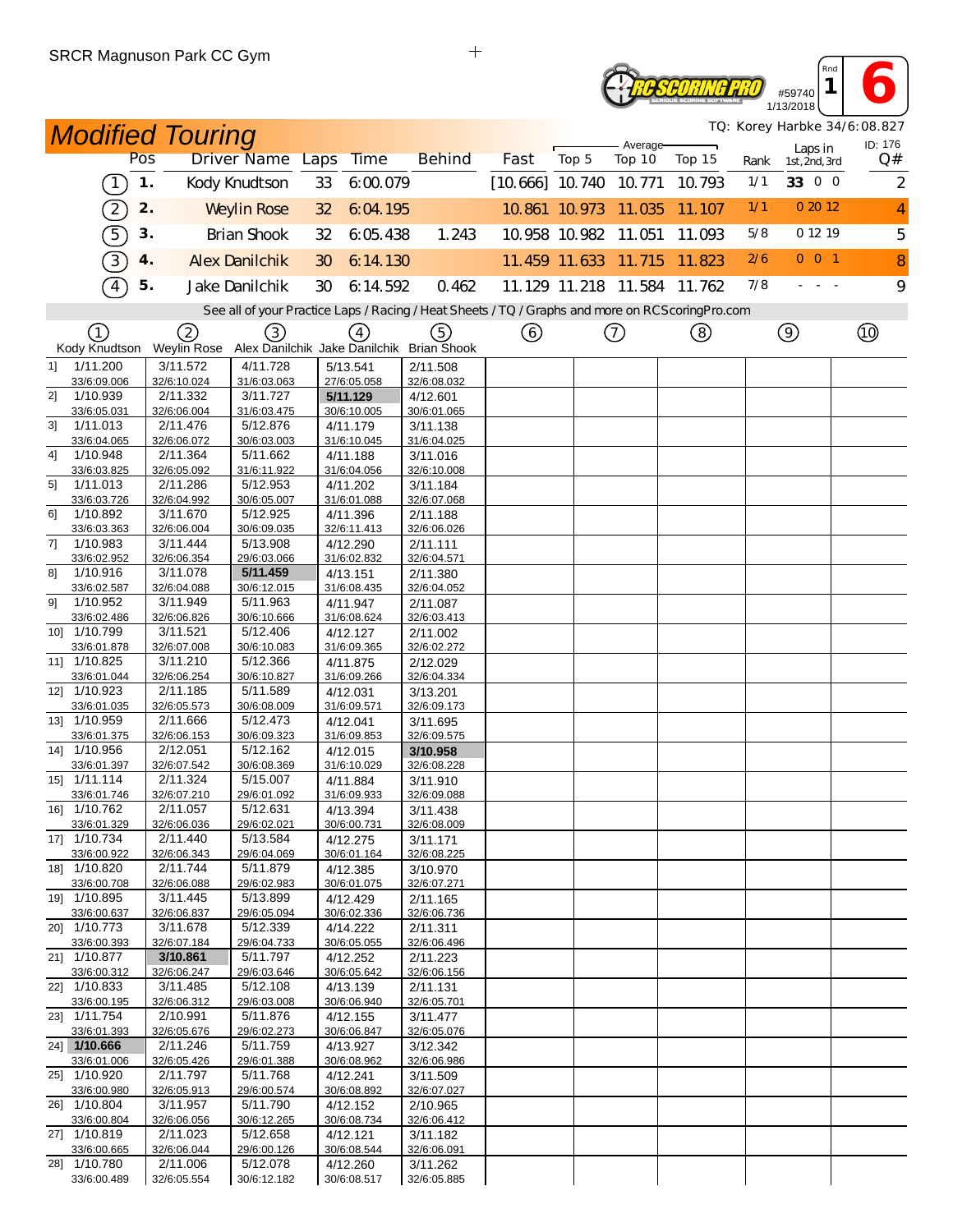SRCR Magnuson Park CC Gym

#59740 | Rnd 1 | 6
1/13/2018

## Modified Touring

TQ: Korey Harbke 34/6:08.827

ID: 176

| | Pos | Driver Name | Laps | Time | Behind | Fast | Average Top 5 | Average Top 10 | Average Top 15 | Rank | Laps in 1st, 2nd, 3rd | Q# |
|---|---|---|---|---|---|---|---|---|---|---|---|---|
| (1) | 1. | Kody Knudtson | 33 | 6:00.079 | | [10.666] | 10.740 | 10.771 | 10.793 | 1/1 | 33 0 0 | 2 |
| (2) | 2. | Weylin Rose | 32 | 6:04.195 | | 10.861 | 10.973 | 11.035 | 11.107 | 1/1 | 0 20 12 | 4 |
| (5) | 3. | Brian Shook | 32 | 6:05.438 | 1.243 | 10.958 | 10.982 | 11.051 | 11.093 | 5/8 | 0 12 19 | 5 |
| (3) | 4. | Alex Danilchik | 30 | 6:14.130 | | 11.459 | 11.633 | 11.715 | 11.823 | 2/6 | 0 0 1 | 8 |
| (4) | 5. | Jake Danilchik | 30 | 6:14.592 | 0.462 | 11.129 | 11.218 | 11.584 | 11.762 | 7/8 | - - - | 9 |

See all of your Practice Laps / Racing / Heat Sheets / TQ / Graphs and more on RCScoringPro.com

| Lap | (1) Kody Knudtson | (2) Weylin Rose | (3) Alex Danilchik | (4) Jake Danilchik | (5) Brian Shook | (6) | (7) | (8) | (9) | (10) |
|---|---|---|---|---|---|---|---|---|---|---|
| 1] | 1/11.200 33/6:09.006 | 3/11.572 32/6:10.024 | 4/11.728 31/6:03.063 | 5/13.541 27/6:05.058 | 2/11.508 32/6:08.032 | | | | | |
| 2] | 1/10.939 33/6:05.031 | 2/11.332 32/6:06.004 | 3/11.727 31/6:03.475 | 5/11.129 30/6:10.005 | 4/12.601 30/6:01.065 | | | | | |
| 3] | 1/11.013 33/6:04.065 | 2/11.476 32/6:06.072 | 5/12.876 30/6:03.003 | 4/11.179 31/6:10.045 | 3/11.138 31/6:04.025 | | | | | |
| 4] | 1/10.948 33/6:03.825 | 2/11.364 32/6:05.092 | 5/11.662 31/6:11.922 | 4/11.188 31/6:04.056 | 3/11.016 32/6:10.008 | | | | | |
| 5] | 1/11.013 33/6:03.726 | 2/11.286 32/6:04.992 | 5/12.953 30/6:05.007 | 4/11.202 31/6:01.088 | 3/11.184 32/6:07.068 | | | | | |
| 6] | 1/10.892 33/6:03.363 | 3/11.670 32/6:06.004 | 5/12.925 30/6:09.035 | 4/11.396 32/6:11.413 | 2/11.188 32/6:06.026 | | | | | |
| 7] | 1/10.983 33/6:02.952 | 3/11.444 32/6:06.354 | 5/13.908 29/6:03.066 | 4/12.290 31/6:02.832 | 2/11.111 32/6:04.571 | | | | | |
| 8] | 1/10.916 33/6:02.587 | 3/11.078 32/6:04.088 | 5/11.459 30/6:12.015 | 4/13.151 31/6:08.435 | 2/11.380 32/6:04.052 | | | | | |
| 9] | 1/10.952 33/6:02.486 | 3/11.949 32/6:06.826 | 5/11.963 30/6:10.666 | 4/11.947 31/6:08.624 | 2/11.087 32/6:03.413 | | | | | |
| 10] | 1/10.799 33/6:01.878 | 3/11.521 32/6:07.008 | 5/12.406 30/6:10.083 | 4/12.127 31/6:09.365 | 2/11.002 32/6:02.272 | | | | | |
| 11] | 1/10.825 33/6:01.044 | 3/11.210 32/6:06.254 | 5/12.366 30/6:10.827 | 4/11.875 31/6:09.266 | 2/12.029 32/6:04.334 | | | | | |
| 12] | 1/10.923 33/6:01.035 | 2/11.185 32/6:05.573 | 5/11.589 30/6:08.009 | 4/12.031 31/6:09.571 | 3/13.201 32/6:09.173 | | | | | |
| 13] | 1/10.959 33/6:01.375 | 2/11.666 32/6:06.153 | 5/12.473 30/6:09.323 | 4/12.041 31/6:09.853 | 3/11.695 32/6:09.575 | | | | | |
| 14] | 1/10.956 33/6:01.397 | 2/12.051 32/6:07.542 | 5/12.162 30/6:08.369 | 4/12.015 31/6:10.029 | 3/10.958 32/6:08.228 | | | | | |
| 15] | 1/11.114 33/6:01.746 | 2/11.324 32/6:07.210 | 5/15.007 29/6:01.092 | 4/11.884 31/6:09.933 | 3/11.910 32/6:09.088 | | | | | |
| 16] | 1/10.762 33/6:01.329 | 2/11.057 32/6:06.036 | 5/12.631 29/6:02.021 | 4/13.394 30/6:00.731 | 3/11.438 32/6:08.009 | | | | | |
| 17] | 1/10.734 33/6:00.922 | 2/11.440 32/6:06.343 | 5/13.584 29/6:04.069 | 4/12.275 30/6:01.164 | 3/11.171 32/6:08.225 | | | | | |
| 18] | 1/10.820 33/6:00.708 | 2/11.744 32/6:06.088 | 5/11.879 29/6:02.983 | 4/12.385 30/6:01.075 | 3/10.970 32/6:07.271 | | | | | |
| 19] | 1/10.895 33/6:00.637 | 3/11.445 32/6:06.837 | 5/13.899 29/6:05.094 | 4/12.429 30/6:02.336 | 2/11.165 32/6:06.736 | | | | | |
| 20] | 1/10.773 33/6:00.393 | 3/11.678 32/6:07.184 | 5/12.339 29/6:04.733 | 4/14.222 30/6:05.055 | 2/11.311 32/6:06.496 | | | | | |
| 21] | 1/10.877 33/6:00.312 | 3/10.861 32/6:06.247 | 5/11.797 29/6:03.646 | 4/12.252 30/6:05.642 | 2/11.223 32/6:06.156 | | | | | |
| 22] | 1/10.833 33/6:00.195 | 3/11.485 32/6:06.312 | 5/12.108 29/6:03.008 | 4/13.139 30/6:06.940 | 2/11.131 32/6:05.701 | | | | | |
| 23] | 1/11.754 33/6:01.393 | 2/10.991 32/6:05.676 | 5/11.876 29/6:02.273 | 4/12.155 30/6:06.847 | 3/11.477 32/6:05.076 | | | | | |
| 24] | 1/10.666 33/6:01.006 | 2/11.246 32/6:05.426 | 5/11.759 29/6:01.388 | 4/13.927 30/6:08.962 | 3/12.342 32/6:06.986 | | | | | |
| 25] | 1/10.920 33/6:00.980 | 2/11.797 32/6:05.913 | 5/11.768 29/6:00.574 | 4/12.241 30/6:08.892 | 3/11.509 32/6:07.027 | | | | | |
| 26] | 1/10.804 33/6:00.804 | 3/11.957 32/6:06.056 | 5/11.790 30/6:12.265 | 4/12.152 30/6:08.734 | 2/10.965 32/6:06.412 | | | | | |
| 27] | 1/10.819 33/6:00.665 | 2/11.023 32/6:06.044 | 5/12.658 29/6:00.126 | 4/12.121 30/6:08.544 | 3/11.182 32/6:06.091 | | | | | |
| 28] | 1/10.780 33/6:00.489 | 2/11.006 32/6:05.554 | 5/12.078 30/6:12.182 | 4/12.260 30/6:08.517 | 3/11.262 32/6:05.885 | | | | | |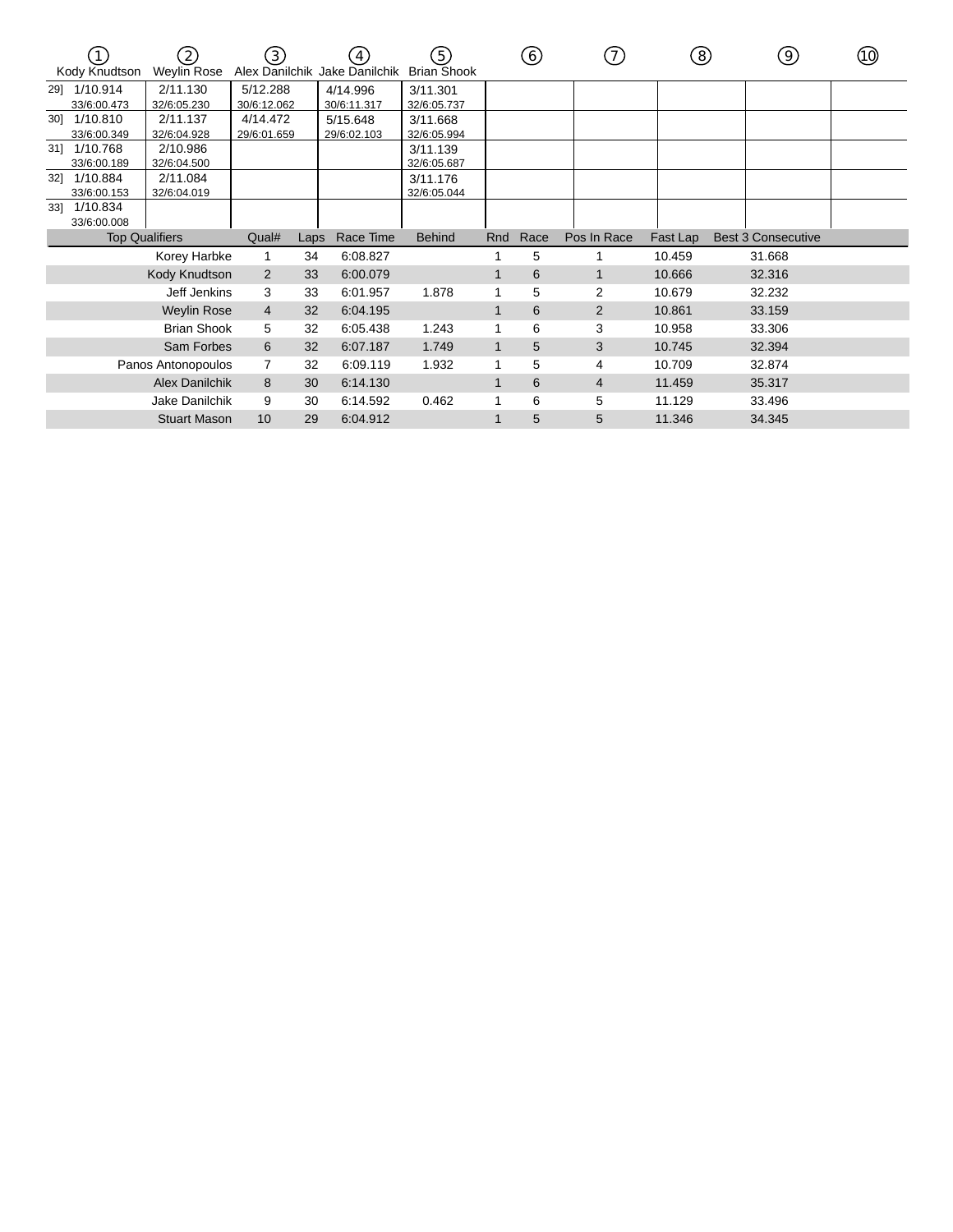| | ① Kody Knudtson | ② Weylin Rose | ③ Alex Danilchik | ④ Jake Danilchik | ⑤ Brian Shook | ⑥ | ⑦ | ⑧ | ⑨ | ⑩ |
|---|---|---|---|---|---|---|---|---|---|---|
| 29] | 1/10.914 33/6:00.473 | 2/11.130 32/6:05.230 | 5/12.288 30/6:12.062 | 4/14.996 30/6:11.317 | 3/11.301 32/6:05.737 | | | | | |
| 30] | 1/10.810 33/6:00.349 | 2/11.137 32/6:04.928 | 4/14.472 29/6:01.659 | 5/15.648 29/6:02.103 | 3/11.668 32/6:05.994 | | | | | |
| 31] | 1/10.768 33/6:00.189 | 2/10.986 32/6:04.500 | | | 3/11.139 32/6:05.687 | | | | | |
| 32] | 1/10.884 33/6:00.153 | 2/11.084 32/6:04.019 | | | 3/11.176 32/6:05.044 | | | | | |
| 33] | 1/10.834 33/6:00.008 | | | | | | | | | |

| Top Qualifiers | Qual# | Laps | Race Time | Behind | Rnd | Race | Pos In Race | Fast Lap | Best 3 Consecutive |
|---|---|---|---|---|---|---|---|---|---|
| Korey Harbke | 1 | 34 | 6:08.827 | | 1 | 5 | 1 | 10.459 | 31.668 |
| Kody Knudtson | 2 | 33 | 6:00.079 | | 1 | 6 | 1 | 10.666 | 32.316 |
| Jeff Jenkins | 3 | 33 | 6:01.957 | 1.878 | 1 | 5 | 2 | 10.679 | 32.232 |
| Weylin Rose | 4 | 32 | 6:04.195 | | 1 | 6 | 2 | 10.861 | 33.159 |
| Brian Shook | 5 | 32 | 6:05.438 | 1.243 | 1 | 6 | 3 | 10.958 | 33.306 |
| Sam Forbes | 6 | 32 | 6:07.187 | 1.749 | 1 | 5 | 3 | 10.745 | 32.394 |
| Panos Antonopoulos | 7 | 32 | 6:09.119 | 1.932 | 1 | 5 | 4 | 10.709 | 32.874 |
| Alex Danilchik | 8 | 30 | 6:14.130 | | 1 | 6 | 4 | 11.459 | 35.317 |
| Jake Danilchik | 9 | 30 | 6:14.592 | 0.462 | 1 | 6 | 5 | 11.129 | 33.496 |
| Stuart Mason | 10 | 29 | 6:04.912 | | 1 | 5 | 5 | 11.346 | 34.345 |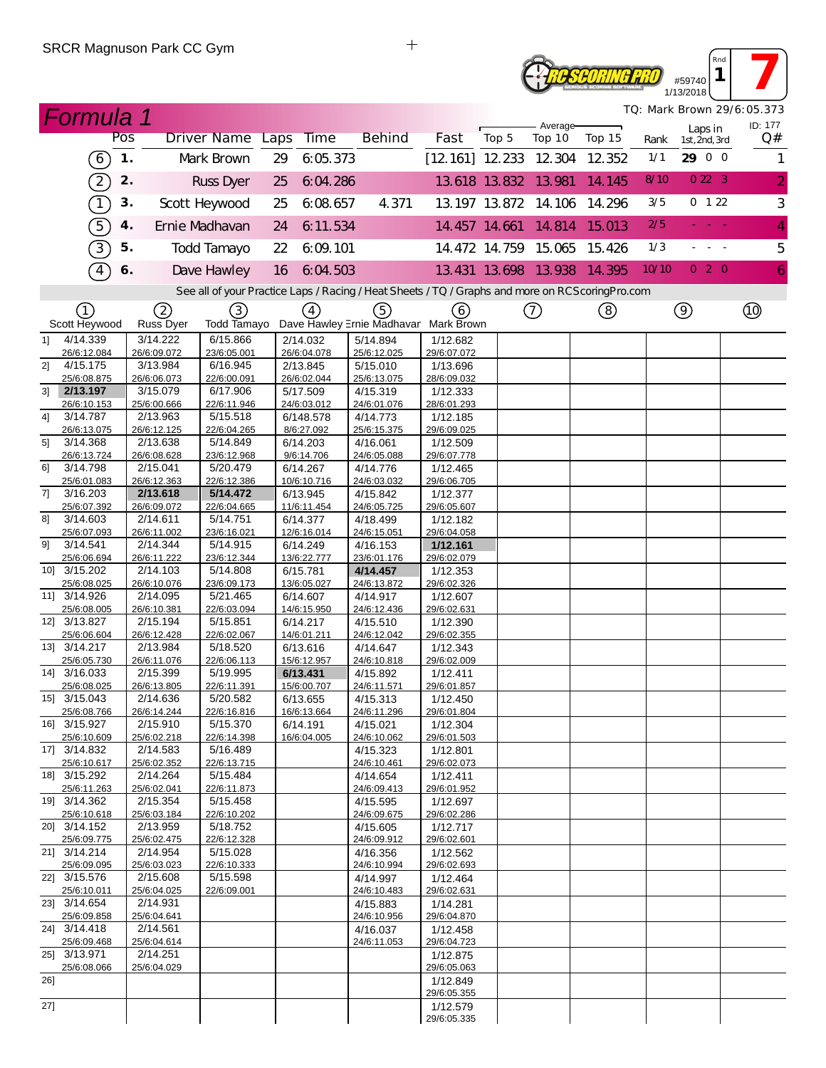SRCR Magnuson Park CC Gym

#59740 1/13/2018 Rnd 1 7

# Formula 1

TQ: Mark Brown 29/6:05.373

| | Pos | Driver Name | Laps | Time | Behind | Fast | Top 5 | Average Top 10 | Top 15 | Rank | Laps in 1st, 2nd, 3rd | ID: 177 Q# |
|---|---|---|---|---|---|---|---|---|---|---|---|---|
| 6 | 1. | Mark Brown | 29 | 6:05.373 | | [12.161] | 12.233 | 12.304 | 12.352 | 1/1 | 29 0 0 | 1 |
| 2 | 2. | Russ Dyer | 25 | 6:04.286 | | 13.618 | 13.832 | 13.981 | 14.145 | 8/10 | 0 22 3 | 2 |
| 1 | 3. | Scott Heywood | 25 | 6:08.657 | 4.371 | 13.197 | 13.872 | 14.106 | 14.296 | 3/5 | 0 1 22 | 3 |
| 5 | 4. | Ernie Madhavan | 24 | 6:11.534 | | 14.457 | 14.661 | 14.814 | 15.013 | 2/5 | - - - | 4 |
| 3 | 5. | Todd Tamayo | 22 | 6:09.101 | | 14.472 | 14.759 | 15.065 | 15.426 | 1/3 | - - - | 5 |
| 4 | 6. | Dave Hawley | 16 | 6:04.503 | | 13.431 | 13.698 | 13.938 | 14.395 | 10/10 | 0 2 0 | 6 |

See all of your Practice Laps / Racing / Heat Sheets / TQ / Graphs and more on RCScoringPro.com

| | 1 Scott Heywood | 2 Russ Dyer | 3 Todd Tamayo | 4 Dave Hawley | 5 Ernie Madhavar | 6 Mark Brown | 7 | 8 | 9 | 10 |
|---|---|---|---|---|---|---|---|---|---|---|
| 1] | 4/14.339 26/6:12.084 | 3/14.222 26/6:09.072 | 6/15.866 23/6:05.001 | 2/14.032 26/6:04.078 | 5/14.894 25/6:12.025 | 1/12.682 29/6:07.072 | | | | |
| 2] | 4/15.175 25/6:08.875 | 3/13.984 26/6:06.073 | 6/16.945 22/6:00.091 | 2/13.845 26/6:02.044 | 5/15.010 25/6:13.075 | 1/13.696 28/6:09.032 | | | | |
| 3] | **2/13.197** 26/6:10.153 | 3/15.079 25/6:00.666 | 6/17.906 22/6:11.946 | 5/17.509 24/6:03.012 | 4/15.319 24/6:01.076 | 1/12.333 28/6:01.293 | | | | |
| 4] | 3/14.787 26/6:13.075 | 2/13.963 26/6:12.125 | 5/15.518 22/6:04.265 | 6/148.578 8/6:27.092 | 4/14.773 25/6:15.375 | 1/12.185 29/6:09.025 | | | | |
| 5] | 3/14.368 26/6:13.724 | 2/13.638 26/6:08.628 | 5/14.849 23/6:12.968 | 6/14.203 9/6:14.706 | 4/16.061 24/6:05.088 | 1/12.509 29/6:07.778 | | | | |
| 6] | 3/14.798 25/6:01.083 | 2/15.041 26/6:12.363 | 5/20.479 22/6:12.386 | 6/14.267 10/6:10.716 | 4/14.776 24/6:03.032 | 1/12.465 29/6:06.705 | | | | |
| 7] | 3/16.203 25/6:07.392 | **2/13.618** 26/6:09.072 | **5/14.472** 22/6:04.665 | 6/13.945 11/6:11.454 | 4/15.842 24/6:05.725 | 1/12.377 29/6:05.607 | | | | |
| 8] | 3/14.603 25/6:07.093 | 2/14.611 26/6:11.002 | 5/14.751 23/6:16.021 | 6/14.377 12/6:16.014 | 4/18.499 24/6:15.051 | 1/12.182 29/6:04.058 | | | | |
| 9] | 3/14.541 25/6:06.694 | 2/14.344 26/6:11.222 | 5/14.915 23/6:12.344 | 6/14.249 13/6:22.777 | 4/16.153 23/6:01.176 | **1/12.161** 29/6:02.079 | | | | |
| 10] | 3/15.202 25/6:08.025 | 2/14.103 26/6:10.076 | 5/14.808 23/6:09.173 | 6/15.781 13/6:05.027 | **4/14.457** 24/6:13.872 | 1/12.353 29/6:02.326 | | | | |
| 11] | 3/14.926 25/6:08.005 | 2/14.095 26/6:10.381 | 5/21.465 22/6:03.094 | 6/14.607 14/6:15.950 | 4/14.917 24/6:12.436 | 1/12.607 29/6:02.631 | | | | |
| 12] | 3/13.827 25/6:06.604 | 2/15.194 26/6:12.428 | 5/15.851 22/6:02.067 | 6/14.217 14/6:01.211 | 4/15.510 24/6:12.042 | 1/12.390 29/6:02.355 | | | | |
| 13] | 3/14.217 25/6:05.730 | 2/13.984 26/6:11.076 | 5/18.520 22/6:06.113 | 6/13.616 15/6:12.957 | 4/14.647 24/6:10.818 | 1/12.343 29/6:02.009 | | | | |
| 14] | 3/16.033 25/6:08.025 | 2/15.399 26/6:13.805 | 5/19.995 22/6:11.391 | **6/13.431** 15/6:00.707 | 4/15.892 24/6:11.571 | 1/12.411 29/6:01.857 | | | | |
| 15] | 3/15.043 25/6:08.766 | 2/14.636 26/6:14.244 | 5/20.582 22/6:16.816 | 6/13.655 16/6:13.664 | 4/15.313 24/6:11.296 | 1/12.450 29/6:01.804 | | | | |
| 16] | 3/15.927 25/6:10.609 | 2/15.910 25/6:02.218 | 5/15.370 22/6:14.398 | 6/14.191 16/6:04.005 | 4/15.021 24/6:10.062 | 1/12.304 29/6:01.503 | | | | |
| 17] | 3/14.832 25/6:10.617 | 2/14.583 25/6:02.352 | 5/16.489 22/6:13.715 | | 4/15.323 24/6:10.461 | 1/12.801 29/6:02.073 | | | | |
| 18] | 3/15.292 25/6:11.263 | 2/14.264 25/6:02.041 | 5/15.484 22/6:11.873 | | 4/14.654 24/6:09.413 | 1/12.411 29/6:01.952 | | | | |
| 19] | 3/14.362 25/6:10.618 | 2/15.354 25/6:03.184 | 5/15.458 22/6:10.202 | | 4/15.595 24/6:09.675 | 1/12.697 29/6:02.286 | | | | |
| 20] | 3/14.152 25/6:09.775 | 2/13.959 25/6:02.475 | 5/18.752 22/6:12.328 | | 4/15.605 24/6:09.912 | 1/12.717 29/6:02.601 | | | | |
| 21] | 3/14.214 25/6:09.095 | 2/14.954 25/6:03.023 | 5/15.028 22/6:10.333 | | 4/16.356 24/6:10.994 | 1/12.562 29/6:02.693 | | | | |
| 22] | 3/15.576 25/6:10.011 | 2/15.608 25/6:04.025 | 5/15.598 22/6:09.001 | | 4/14.997 24/6:10.483 | 1/12.464 29/6:02.631 | | | | |
| 23] | 3/14.654 25/6:09.858 | 2/14.931 25/6:04.641 | | | 4/15.883 24/6:10.956 | 1/14.281 29/6:04.870 | | | | |
| 24] | 3/14.418 25/6:09.468 | 2/14.561 25/6:04.614 | | | 4/16.037 24/6:11.053 | 1/12.458 29/6:04.723 | | | | |
| 25] | 3/13.971 25/6:08.066 | 2/14.251 25/6:04.029 | | | | 1/12.875 29/6:05.063 | | | | |
| 26] | | | | | | 1/12.849 29/6:05.355 | | | | |
| 27] | | | | | | 1/12.579 29/6:05.335 | | | | |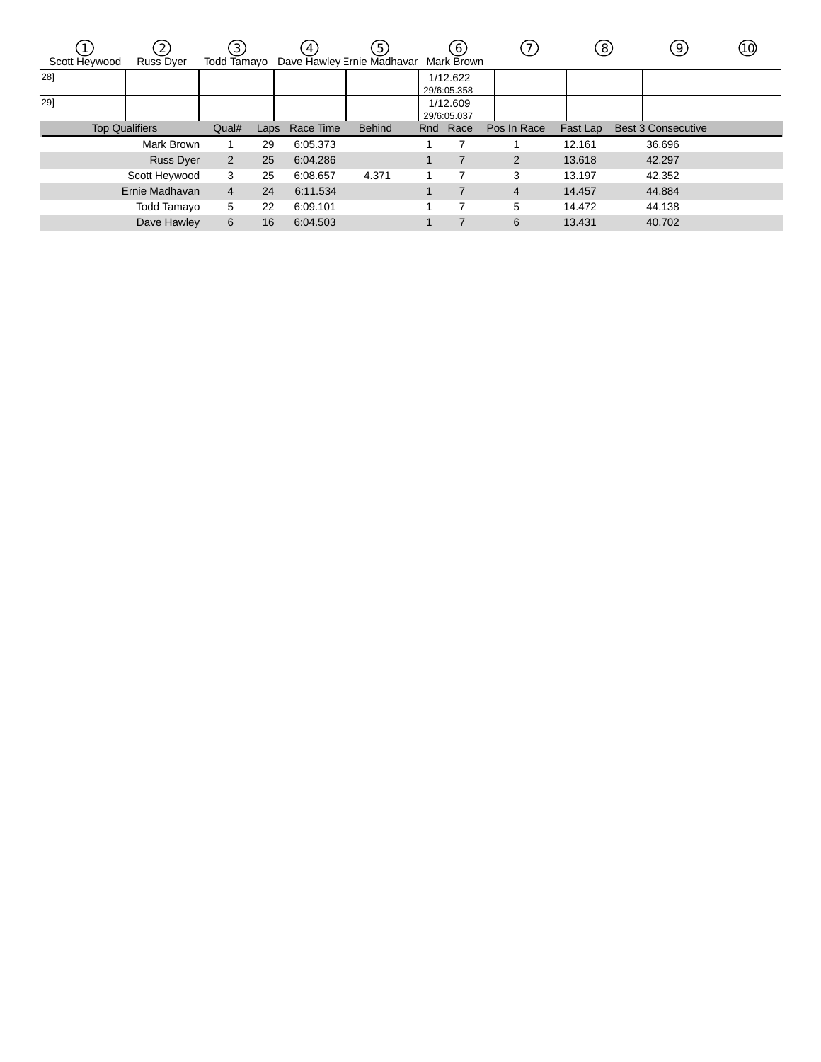| ① Scott Heywood | ② Russ Dyer | ③ Todd Tamayo | ④ Dave Hawley | ⑤ Ernie Madhavan | ⑥ Mark Brown | ⑦ | ⑧ | ⑨ | ⑩ |
|---|---|---|---|---|---|---|---|---|---|
| 28] | | | | | 1/12.622 29/6:05.358 | | | | |
| 29] | | | | | 1/12.609 29/6:05.037 | | | | |

| Top Qualifiers | Qual# | Laps | Race Time | Behind | Rnd | Race | Pos In Race | Fast Lap | Best 3 Consecutive |
|---|---|---|---|---|---|---|---|---|---|
| Mark Brown | 1 | 29 | 6:05.373 | | 1 | 7 | 1 | 12.161 | 36.696 |
| Russ Dyer | 2 | 25 | 6:04.286 | | 1 | 7 | 2 | 13.618 | 42.297 |
| Scott Heywood | 3 | 25 | 6:08.657 | 4.371 | 1 | 7 | 3 | 13.197 | 42.352 |
| Ernie Madhavan | 4 | 24 | 6:11.534 | | 1 | 7 | 4 | 14.457 | 44.884 |
| Todd Tamayo | 5 | 22 | 6:09.101 | | 1 | 7 | 5 | 14.472 | 44.138 |
| Dave Hawley | 6 | 16 | 6:04.503 | | 1 | 7 | 6 | 13.431 | 40.702 |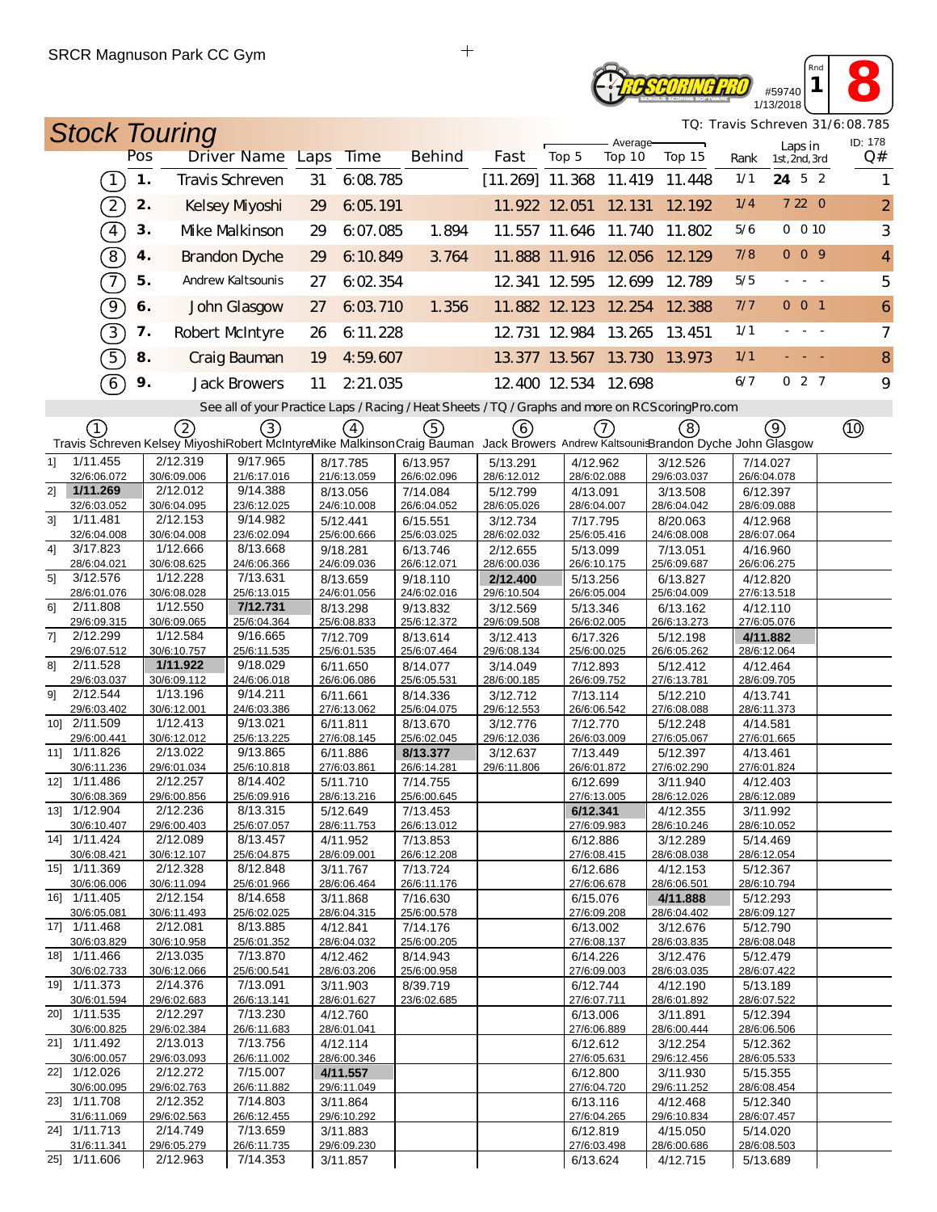SRCR Magnuson Park CC Gym

#59740 1/13/2018 Rnd 1 8

## Stock Touring

TQ: Travis Schreven 31/6:08.785

| | Pos | Driver Name | Laps | Time | Behind | Fast | Average Top 5 | Average Top 10 | Average Top 15 | Rank | Laps in 1st,2nd,3rd | ID: 178 Q# |
|---|---|---|---|---|---|---|---|---|---|---|---|---|
| 1 | 1. | Travis Schreven | 31 | 6:08.785 | | [11.269] | 11.368 | 11.419 | 11.448 | 1/1 | 24 5 2 | 1 |
| 2 | 2. | Kelsey Miyoshi | 29 | 6:05.191 | | 11.922 | 12.051 | 12.131 | 12.192 | 1/4 | 7 22 0 | 2 |
| 4 | 3. | Mike Malkinson | 29 | 6:07.085 | 1.894 | 11.557 | 11.646 | 11.740 | 11.802 | 5/6 | 0 0 10 | 3 |
| 8 | 4. | Brandon Dyche | 29 | 6:10.849 | 3.764 | 11.888 | 11.916 | 12.056 | 12.129 | 7/8 | 0 0 9 | 4 |
| 7 | 5. | Andrew Kaltsounis | 27 | 6:02.354 | | 12.341 | 12.595 | 12.699 | 12.789 | 5/5 | - - - | 5 |
| 9 | 6. | John Glasgow | 27 | 6:03.710 | 1.356 | 11.882 | 12.123 | 12.254 | 12.388 | 7/7 | 0 0 1 | 6 |
| 3 | 7. | Robert McIntyre | 26 | 6:11.228 | | 12.731 | 12.984 | 13.265 | 13.451 | 1/1 | - - - | 7 |
| 5 | 8. | Craig Bauman | 19 | 4:59.607 | | 13.377 | 13.567 | 13.730 | 13.973 | 1/1 | - - - | 8 |
| 6 | 9. | Jack Browers | 11 | 2:21.035 | | 12.400 | 12.534 | 12.698 | | 6/7 | 0 2 7 | 9 |

See all of your Practice Laps / Racing / Heat Sheets / TQ / Graphs and more on RCScoringPro.com

| Lap | 1 Travis Schreven | 2 Kelsey Miyoshi | 3 Robert McIntyre | 4 Mike Malkinson | 5 Craig Bauman | 6 Jack Browers | 7 Andrew Kaltsounis | 8 Brandon Dyche | 9 John Glasgow | 10 |
|---|---|---|---|---|---|---|---|---|---|---|
| 1] | 1/11.455 32/6:06.072 | 2/12.319 30/6:09.006 | 9/17.965 21/6:17.016 | 8/17.785 21/6:13.059 | 6/13.957 26/6:02.096 | 5/13.291 28/6:12.012 | 4/12.962 28/6:02.088 | 3/12.526 29/6:03.037 | 7/14.027 26/6:04.078 | |
| 2] | **1/11.269** 32/6:03.052 | 2/12.012 30/6:04.095 | 9/14.388 23/6:12.025 | 8/13.056 24/6:10.008 | 7/14.084 26/6:04.052 | 5/12.799 28/6:05.026 | 4/13.091 28/6:04.007 | 3/13.508 28/6:04.042 | 6/12.397 28/6:09.088 | |
| 3] | 1/11.481 32/6:04.008 | 2/12.153 30/6:04.008 | 9/14.982 23/6:02.094 | 5/12.441 25/6:00.666 | 6/15.551 25/6:03.025 | 3/12.734 28/6:02.032 | 7/17.795 25/6:05.416 | 8/20.063 24/6:08.008 | 4/12.968 28/6:07.064 | |
| 4] | 3/17.823 28/6:04.021 | 1/12.666 30/6:08.625 | 8/13.668 24/6:06.366 | 9/18.281 24/6:09.036 | 6/13.746 26/6:12.071 | 2/12.655 28/6:00.036 | 5/13.099 26/6:10.175 | 7/13.051 25/6:09.687 | 4/16.960 26/6:06.275 | |
| 5] | 3/12.576 28/6:01.076 | 1/12.228 30/6:08.028 | 7/13.631 25/6:13.015 | 8/13.659 24/6:01.056 | 9/18.110 24/6:02.016 | **2/12.400** 29/6:10.504 | 5/13.256 26/6:05.004 | 6/13.827 25/6:04.009 | 4/12.820 27/6:13.518 | |
| 6] | 2/11.808 29/6:09.315 | 1/12.550 30/6:09.065 | **7/12.731** 25/6:04.364 | 8/13.298 25/6:08.833 | 9/13.832 25/6:12.372 | 3/12.569 29/6:09.508 | 5/13.346 26/6:02.005 | 6/13.162 26/6:13.273 | 4/12.110 27/6:05.076 | |
| 7] | 2/12.299 29/6:07.512 | 1/12.584 30/6:10.757 | 9/16.665 25/6:11.535 | 7/12.709 25/6:01.535 | 8/13.614 25/6:07.464 | 3/12.413 29/6:08.134 | 6/17.326 25/6:00.025 | 5/12.198 26/6:05.262 | **4/11.882** 28/6:12.064 | |
| 8] | 2/11.528 29/6:03.037 | **1/11.922** 30/6:09.112 | 9/18.029 24/6:06.018 | 6/11.650 26/6:06.086 | 8/14.077 25/6:05.531 | 3/14.049 28/6:00.185 | 7/12.893 26/6:09.752 | 5/12.412 27/6:13.781 | 4/12.464 28/6:09.705 | |
| 9] | 2/12.544 29/6:03.402 | 1/13.196 30/6:12.001 | 9/14.211 24/6:03.386 | 6/11.661 27/6:13.062 | 8/14.336 25/6:04.075 | 3/12.712 29/6:12.553 | 7/13.114 26/6:06.542 | 5/12.210 27/6:08.088 | 4/13.741 28/6:11.373 | |
| 10] | 2/11.509 29/6:00.441 | 1/12.413 30/6:12.012 | 9/13.021 25/6:13.225 | 6/11.811 27/6:08.145 | 8/13.670 25/6:02.045 | 3/12.776 29/6:12.036 | 7/12.770 26/6:03.009 | 5/12.248 27/6:05.067 | 4/14.581 27/6:01.665 | |
| 11] | 1/11.826 30/6:11.236 | 2/13.022 29/6:01.034 | 9/13.865 25/6:10.818 | 6/11.886 27/6:03.861 | **8/13.377** 26/6:14.281 | 3/12.637 29/6:11.806 | 7/13.449 26/6:01.872 | 5/12.397 27/6:02.290 | 4/13.461 27/6:01.824 | |
| 12] | 1/11.486 30/6:08.369 | 2/12.257 29/6:00.856 | 8/14.402 25/6:09.916 | 5/11.710 28/6:13.216 | 7/14.755 25/6:00.645 | | 6/12.699 27/6:13.005 | 3/11.940 28/6:12.026 | 4/12.403 28/6:12.089 | |
| 13] | 1/12.904 30/6:10.407 | 2/12.236 29/6:00.403 | 8/13.315 25/6:07.057 | 5/12.649 28/6:11.753 | 7/13.453 26/6:13.012 | | **6/12.341** 27/6:09.983 | 4/12.355 28/6:10.246 | 3/11.992 28/6:10.052 | |
| 14] | 1/11.424 30/6:08.421 | 2/12.089 30/6:12.107 | 8/13.457 25/6:04.875 | 4/11.952 28/6:09.001 | 7/13.853 26/6:12.208 | | 6/12.886 27/6:08.415 | 3/12.289 28/6:08.038 | 5/14.469 28/6:12.054 | |
| 15] | 1/11.369 30/6:06.006 | 2/12.328 30/6:11.094 | 8/12.848 25/6:01.966 | 3/11.767 28/6:06.464 | 7/13.724 26/6:11.176 | | 6/12.686 27/6:06.678 | 4/12.153 28/6:06.501 | 5/12.367 28/6:10.794 | |
| 16] | 1/11.405 30/6:05.081 | 2/12.154 30/6:11.493 | 8/14.658 25/6:02.025 | 3/11.868 28/6:04.315 | 7/16.630 25/6:00.578 | | 6/15.076 27/6:09.208 | **4/11.888** 28/6:04.402 | 5/12.293 28/6:09.127 | |
| 17] | 1/11.468 30/6:03.829 | 2/12.081 30/6:10.958 | 8/13.885 25/6:01.352 | 4/12.841 28/6:04.032 | 7/14.176 25/6:00.205 | | 6/13.002 27/6:08.137 | 3/12.676 28/6:03.835 | 5/12.790 28/6:08.048 | |
| 18] | 1/11.466 30/6:02.733 | 2/13.035 30/6:12.066 | 7/13.870 25/6:00.541 | 4/12.462 28/6:03.206 | 8/14.943 25/6:00.958 | | 6/14.226 27/6:09.003 | 3/12.476 28/6:03.035 | 5/12.479 28/6:07.422 | |
| 19] | 1/11.373 30/6:01.594 | 2/14.376 29/6:02.683 | 7/13.091 26/6:13.141 | 3/11.903 28/6:01.627 | 8/39.719 23/6:02.685 | | 6/12.744 27/6:07.711 | 4/12.190 28/6:01.892 | 5/13.189 28/6:07.522 | |
| 20] | 1/11.535 30/6:00.825 | 2/12.297 29/6:02.384 | 7/13.230 26/6:11.683 | 4/12.760 28/6:01.041 | | | 6/13.006 27/6:06.889 | 3/11.891 28/6:00.444 | 5/12.394 28/6:06.506 | |
| 21] | 1/11.492 30/6:00.057 | 2/13.013 29/6:03.093 | 7/13.756 26/6:11.002 | 4/12.114 28/6:00.346 | | | 6/12.612 27/6:05.631 | 3/12.254 29/6:12.456 | 5/12.362 28/6:05.533 | |
| 22] | 1/12.026 30/6:00.095 | 2/12.272 29/6:02.763 | 7/15.007 26/6:11.882 | **4/11.557** 29/6:11.049 | | | 6/12.800 27/6:04.720 | 3/11.930 29/6:11.252 | 5/15.355 28/6:08.454 | |
| 23] | 1/11.708 31/6:11.069 | 2/12.352 29/6:02.563 | 7/14.803 26/6:12.455 | 3/11.864 29/6:10.292 | | | 6/13.116 27/6:04.265 | 4/12.468 29/6:10.834 | 5/12.340 28/6:07.457 | |
| 24] | 1/11.713 31/6:11.341 | 2/14.749 29/6:05.279 | 7/13.659 26/6:11.735 | 3/11.883 29/6:09.230 | | | 6/12.819 27/6:03.498 | 4/15.050 28/6:00.686 | 5/14.020 28/6:08.503 | |
| 25] | 1/11.606 | 2/12.963 | 7/14.353 | 3/11.857 | | | 6/13.624 | 4/12.715 | 5/13.689 | |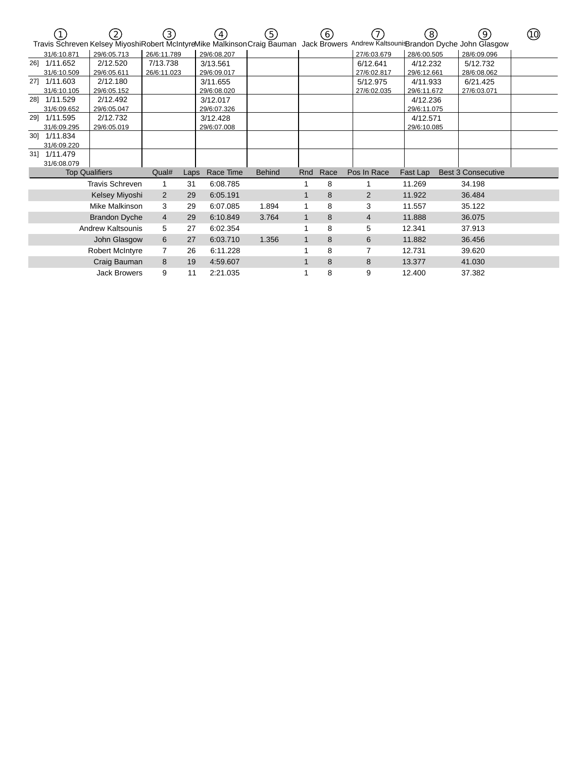| | ① Travis Schreven | ② Kelsey Miyoshi | ③ Robert McIntyre | ④ Mike Malkinson | ⑤ Craig Bauman | ⑥ Jack Browers | ⑦ Andrew Kaltsounis | ⑧ Brandon Dyche | ⑨ John Glasgow | ⑩ |
|---|---|---|---|---|---|---|---|---|---|---|
| | 31/6:10.871 | 29/6:05.713 | 26/6:11.789 | 29/6:08.207 | | | 27/6:03.679 | 28/6:00.505 | 28/6:09.096 | |
| 26] | 1/11.652<br>31/6:10.509 | 2/12.520<br>29/6:05.611 | 7/13.738<br>26/6:11.023 | 3/13.561<br>29/6:09.017 | | | 6/12.641<br>27/6:02.817 | 4/12.232<br>29/6:12.661 | 5/12.732<br>28/6:08.062 | |
| 27] | 1/11.603<br>31/6:10.105 | 2/12.180<br>29/6:05.152 | | 3/11.655<br>29/6:08.020 | | | 5/12.975<br>27/6:02.035 | 4/11.933<br>29/6:11.672 | 6/21.425<br>27/6:03.071 | |
| 28] | 1/11.529<br>31/6:09.652 | 2/12.492<br>29/6:05.047 | | 3/12.017<br>29/6:07.326 | | | | 4/12.236<br>29/6:11.075 | | |
| 29] | 1/11.595<br>31/6:09.295 | 2/12.732<br>29/6:05.019 | | 3/12.428<br>29/6:07.008 | | | | 4/12.571<br>29/6:10.085 | | |
| 30] | 1/11.834<br>31/6:09.220 | | | | | | | | | |
| 31] | 1/11.479<br>31/6:08.079 | | | | | | | | | |

| Top Qualifiers | Qual# | Laps | Race Time | Behind | Rnd | Race | Pos In Race | Fast Lap | Best 3 Consecutive |
|---|---|---|---|---|---|---|---|---|---|
| Travis Schreven | 1 | 31 | 6:08.785 | | 1 | 8 | 1 | 11.269 | 34.198 |
| Kelsey Miyoshi | 2 | 29 | 6:05.191 | | 1 | 8 | 2 | 11.922 | 36.484 |
| Mike Malkinson | 3 | 29 | 6:07.085 | 1.894 | 1 | 8 | 3 | 11.557 | 35.122 |
| Brandon Dyche | 4 | 29 | 6:10.849 | 3.764 | 1 | 8 | 4 | 11.888 | 36.075 |
| Andrew Kaltsounis | 5 | 27 | 6:02.354 | | 1 | 8 | 5 | 12.341 | 37.913 |
| John Glasgow | 6 | 27 | 6:03.710 | 1.356 | 1 | 8 | 6 | 11.882 | 36.456 |
| Robert McIntyre | 7 | 26 | 6:11.228 | | 1 | 8 | 7 | 12.731 | 39.620 |
| Craig Bauman | 8 | 19 | 4:59.607 | | 1 | 8 | 8 | 13.377 | 41.030 |
| Jack Browers | 9 | 11 | 2:21.035 | | 1 | 8 | 9 | 12.400 | 37.382 |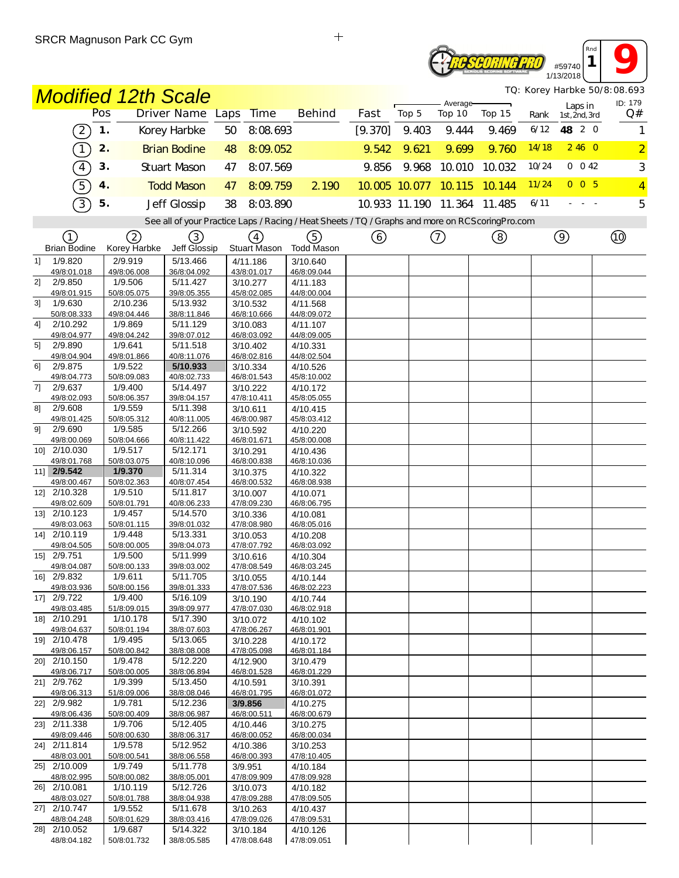SRCR Magnuson Park CC Gym

#59740 1/13/2018 Rnd 1 9

TQ: Korey Harbke 50/8:08.693

## Modified 12th Scale

| | Pos | Driver Name | Laps | Time | Behind | Fast | Average Top 5 | Average Top 10 | Average Top 15 | Rank | Laps in 1st, 2nd, 3rd | ID: 179 Q# |
|---|---|---|---|---|---|---|---|---|---|---|---|---|
| (2) | 1. | Korey Harbke | 50 | 8:08.693 | | [9.370] | 9.403 | 9.444 | 9.469 | 6/12 | **48** 2 0 | 1 |
| (1) | 2. | Brian Bodine | 48 | 8:09.052 | | 9.542 | 9.621 | 9.699 | 9.760 | 14/18 | 2 46 0 | 2 |
| (4) | 3. | Stuart Mason | 47 | 8:07.569 | | 9.856 | 9.968 | 10.010 | 10.032 | 10/24 | 0 0 42 | 3 |
| (5) | 4. | Todd Mason | 47 | 8:09.759 | 2.190 | 10.005 | 10.077 | 10.115 | 10.144 | 11/24 | 0 0 5 | 4 |
| (3) | 5. | Jeff Glossip | 38 | 8:03.890 | | 10.933 | 11.190 | 11.364 | 11.485 | 6/11 | - - - | 5 |

See all of your Practice Laps / Racing / Heat Sheets / TQ / Graphs and more on RCScoringPro.com

| Lap | (1) Brian Bodine | (2) Korey Harbke | (3) Jeff Glossip | (4) Stuart Mason | (5) Todd Mason | (6) | (7) | (8) | (9) | (10) |
|---|---|---|---|---|---|---|---|---|---|---|
| 1] | 1/9.820 49/8:01.018 | 2/9.919 49/8:06.008 | 5/13.466 36/8:04.092 | 4/11.186 43/8:01.017 | 3/10.640 46/8:09.044 | | | | | |
| 2] | 2/9.850 49/8:01.915 | 1/9.506 50/8:05.075 | 5/11.427 39/8:05.355 | 3/10.277 45/8:02.085 | 4/11.183 44/8:00.004 | | | | | |
| 3] | 1/9.630 50/8:08.333 | 2/10.236 49/8:04.446 | 5/13.932 38/8:11.846 | 3/10.532 46/8:10.666 | 4/11.568 44/8:09.072 | | | | | |
| 4] | 2/10.292 49/8:04.977 | 1/9.869 49/8:04.242 | 5/11.129 39/8:07.012 | 3/10.083 46/8:03.092 | 4/11.107 44/8:09.005 | | | | | |
| 5] | 2/9.890 49/8:04.904 | 1/9.641 49/8:01.866 | 5/11.518 40/8:11.076 | 3/10.402 46/8:02.816 | 4/10.331 44/8:02.504 | | | | | |
| 6] | 2/9.875 49/8:04.773 | 1/9.522 50/8:09.083 | **5/10.933** 40/8:02.733 | 3/10.334 46/8:01.543 | 4/10.526 45/8:10.002 | | | | | |
| 7] | 2/9.637 49/8:02.093 | 1/9.400 50/8:06.357 | 5/14.497 39/8:04.157 | 3/10.222 47/8:10.411 | 4/10.172 45/8:05.055 | | | | | |
| 8] | 2/9.608 49/8:01.425 | 1/9.559 50/8:05.312 | 5/11.398 40/8:11.005 | 3/10.611 46/8:00.987 | 4/10.415 45/8:03.412 | | | | | |
| 9] | 2/9.690 49/8:00.069 | 1/9.585 50/8:04.666 | 5/12.266 40/8:11.422 | 3/10.592 46/8:01.671 | 4/10.220 45/8:00.008 | | | | | |
| 10] | 2/10.030 49/8:01.768 | 1/9.517 50/8:03.075 | 5/12.171 40/8:10.096 | 3/10.291 46/8:00.838 | 4/10.436 46/8:10.036 | | | | | |
| 11] | **2/9.542** 49/8:00.467 | **1/9.370** 50/8:02.363 | 5/11.314 40/8:07.454 | 3/10.375 46/8:00.532 | 4/10.322 46/8:08.938 | | | | | |
| 12] | 2/10.328 49/8:02.609 | 1/9.510 50/8:01.791 | 5/11.817 40/8:06.233 | 3/10.007 47/8:09.230 | 4/10.071 46/8:06.795 | | | | | |
| 13] | 2/10.123 49/8:03.063 | 1/9.457 50/8:01.115 | 5/14.570 39/8:01.032 | 3/10.336 47/8:08.980 | 4/10.081 46/8:05.016 | | | | | |
| 14] | 2/10.119 49/8:04.505 | 1/9.448 50/8:00.005 | 5/13.331 39/8:04.073 | 3/10.053 47/8:07.792 | 4/10.208 46/8:03.092 | | | | | |
| 15] | 2/9.751 49/8:04.087 | 1/9.500 50/8:00.133 | 5/11.999 39/8:03.002 | 3/10.616 47/8:08.549 | 4/10.304 46/8:03.245 | | | | | |
| 16] | 2/9.832 49/8:03.936 | 1/9.611 50/8:00.156 | 5/11.705 39/8:01.333 | 3/10.055 47/8:07.536 | 4/10.144 46/8:02.223 | | | | | |
| 17] | 2/9.722 49/8:03.485 | 1/9.400 51/8:09.015 | 5/16.109 39/8:09.977 | 3/10.190 47/8:07.030 | 4/10.744 46/8:02.918 | | | | | |
| 18] | 2/10.291 49/8:04.637 | 1/10.178 50/8:01.194 | 5/17.390 38/8:07.603 | 3/10.072 47/8:06.267 | 4/10.102 46/8:01.901 | | | | | |
| 19] | 2/10.478 49/8:06.157 | 1/9.495 50/8:00.842 | 5/13.065 38/8:08.008 | 3/10.228 47/8:05.098 | 4/10.172 46/8:01.184 | | | | | |
| 20] | 2/10.150 49/8:06.717 | 1/9.478 50/8:00.005 | 5/12.220 38/8:06.894 | 4/12.900 46/8:01.528 | 3/10.479 46/8:01.229 | | | | | |
| 21] | 2/9.762 49/8:06.313 | 1/9.399 51/8:09.006 | 5/13.450 38/8:08.046 | 4/10.591 46/8:01.795 | 3/10.391 46/8:01.072 | | | | | |
| 22] | 2/9.982 49/8:06.436 | 1/9.781 50/8:00.409 | 5/12.236 38/8:06.987 | **3/9.856** 46/8:00.511 | 4/10.275 46/8:00.679 | | | | | |
| 23] | 2/11.338 49/8:09.446 | 1/9.706 50/8:00.630 | 5/12.405 38/8:06.317 | 4/10.446 46/8:00.052 | 3/10.275 46/8:00.034 | | | | | |
| 24] | 2/11.814 48/8:03.001 | 1/9.578 50/8:00.541 | 5/12.952 38/8:06.558 | 4/10.386 46/8:00.393 | 3/10.253 47/8:10.405 | | | | | |
| 25] | 2/10.009 48/8:02.995 | 1/9.749 50/8:00.082 | 5/11.778 38/8:05.001 | 3/9.951 47/8:09.909 | 4/10.184 47/8:09.928 | | | | | |
| 26] | 2/10.081 48/8:03.027 | 1/10.119 50/8:01.788 | 5/12.726 38/8:04.938 | 3/10.073 47/8:09.288 | 4/10.182 47/8:09.505 | | | | | |
| 27] | 2/10.747 48/8:04.248 | 1/9.552 50/8:01.629 | 5/11.678 38/8:03.416 | 3/10.263 47/8:09.026 | 4/10.437 47/8:09.531 | | | | | |
| 28] | 2/10.052 48/8:04.182 | 1/9.687 50/8:01.732 | 5/14.322 38/8:05.585 | 3/10.184 47/8:08.648 | 4/10.126 47/8:09.051 | | | | | |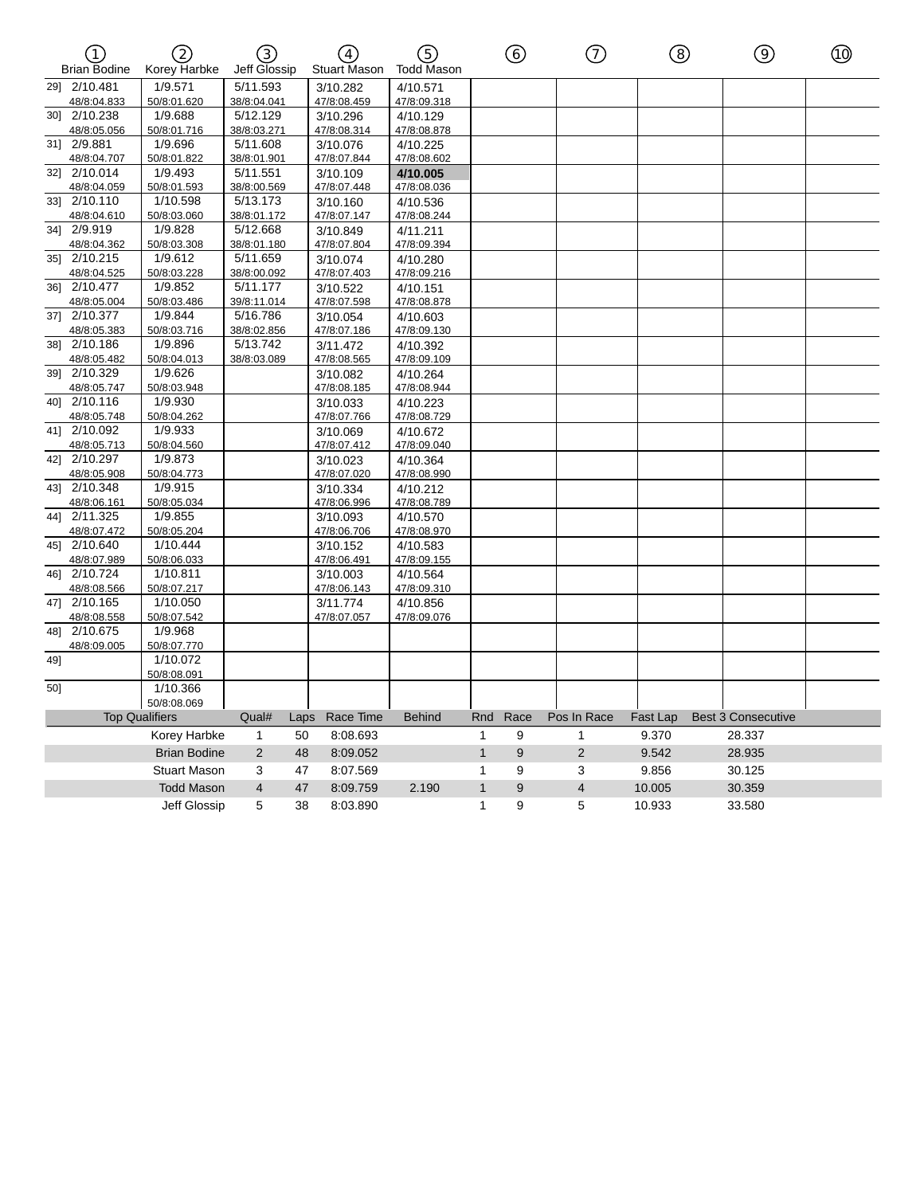| | ① Brian Bodine | ② Korey Harbke | ③ Jeff Glossip | ④ Stuart Mason | ⑤ Todd Mason | ⑥ | ⑦ | ⑧ | ⑨ | ⑩ |
|---|---|---|---|---|---|---|---|---|---|---|
| 29] | 2/10.481 48/8:04.833 | 1/9.571 50/8:01.620 | 5/11.593 38/8:04.041 | 3/10.282 47/8:08.459 | 4/10.571 47/8:09.318 | | | | | |
| 30] | 2/10.238 48/8:05.056 | 1/9.688 50/8:01.716 | 5/12.129 38/8:03.271 | 3/10.296 47/8:08.314 | 4/10.129 47/8:08.878 | | | | | |
| 31] | 2/9.881 48/8:04.707 | 1/9.696 50/8:01.822 | 5/11.608 38/8:01.901 | 3/10.076 47/8:07.844 | 4/10.225 47/8:08.602 | | | | | |
| 32] | 2/10.014 48/8:04.059 | 1/9.493 50/8:01.593 | 5/11.551 38/8:00.569 | 3/10.109 47/8:07.448 | **4/10.005** 47/8:08.036 | | | | | |
| 33] | 2/10.110 48/8:04.610 | 1/10.598 50/8:03.060 | 5/13.173 38/8:01.172 | 3/10.160 47/8:07.147 | 4/10.536 47/8:08.244 | | | | | |
| 34] | 2/9.919 48/8:04.362 | 1/9.828 50/8:03.308 | 5/12.668 38/8:01.180 | 3/10.849 47/8:07.804 | 4/11.211 47/8:09.394 | | | | | |
| 35] | 2/10.215 48/8:04.525 | 1/9.612 50/8:03.228 | 5/11.659 38/8:00.092 | 3/10.074 47/8:07.403 | 4/10.280 47/8:09.216 | | | | | |
| 36] | 2/10.477 48/8:05.004 | 1/9.852 50/8:03.486 | 5/11.177 39/8:11.014 | 3/10.522 47/8:07.598 | 4/10.151 47/8:08.878 | | | | | |
| 37] | 2/10.377 48/8:05.383 | 1/9.844 50/8:03.716 | 5/16.786 38/8:02.856 | 3/10.054 47/8:07.186 | 4/10.603 47/8:09.130 | | | | | |
| 38] | 2/10.186 48/8:05.482 | 1/9.896 50/8:04.013 | 5/13.742 38/8:03.089 | 3/11.472 47/8:08.565 | 4/10.392 47/8:09.109 | | | | | |
| 39] | 2/10.329 48/8:05.747 | 1/9.626 50/8:03.948 | | 3/10.082 47/8:08.185 | 4/10.264 47/8:08.944 | | | | | |
| 40] | 2/10.116 48/8:05.748 | 1/9.930 50/8:04.262 | | 3/10.033 47/8:07.766 | 4/10.223 47/8:08.729 | | | | | |
| 41] | 2/10.092 48/8:05.713 | 1/9.933 50/8:04.560 | | 3/10.069 47/8:07.412 | 4/10.672 47/8:09.040 | | | | | |
| 42] | 2/10.297 48/8:05.908 | 1/9.873 50/8:04.773 | | 3/10.023 47/8:07.020 | 4/10.364 47/8:08.990 | | | | | |
| 43] | 2/10.348 48/8:06.161 | 1/9.915 50/8:05.034 | | 3/10.334 47/8:06.996 | 4/10.212 47/8:08.789 | | | | | |
| 44] | 2/11.325 48/8:07.472 | 1/9.855 50/8:05.204 | | 3/10.093 47/8:06.706 | 4/10.570 47/8:08.970 | | | | | |
| 45] | 2/10.640 48/8:07.989 | 1/10.444 50/8:06.033 | | 3/10.152 47/8:06.491 | 4/10.583 47/8:09.155 | | | | | |
| 46] | 2/10.724 48/8:08.566 | 1/10.811 50/8:07.217 | | 3/10.003 47/8:06.143 | 4/10.564 47/8:09.310 | | | | | |
| 47] | 2/10.165 48/8:08.558 | 1/10.050 50/8:07.542 | | 3/11.774 47/8:07.057 | 4/10.856 47/8:09.076 | | | | | |
| 48] | 2/10.675 48/8:09.005 | 1/9.968 50/8:07.770 | | | | | | | | |
| 49] | | 1/10.072 50/8:08.091 | | | | | | | | |
| 50] | | 1/10.366 50/8:08.069 | | | | | | | | |

| Top Qualifiers | Qual# | Laps | Race Time | Behind | Rnd | Race | Pos In Race | Fast Lap | Best 3 Consecutive |
|---|---|---|---|---|---|---|---|---|---|
| Korey Harbke | 1 | 50 | 8:08.693 | | 1 | 9 | 1 | 9.370 | 28.337 |
| Brian Bodine | 2 | 48 | 8:09.052 | | 1 | 9 | 2 | 9.542 | 28.935 |
| Stuart Mason | 3 | 47 | 8:07.569 | | 1 | 9 | 3 | 9.856 | 30.125 |
| Todd Mason | 4 | 47 | 8:09.759 | 2.190 | 1 | 9 | 4 | 10.005 | 30.359 |
| Jeff Glossip | 5 | 38 | 8:03.890 | | 1 | 9 | 5 | 10.933 | 33.580 |